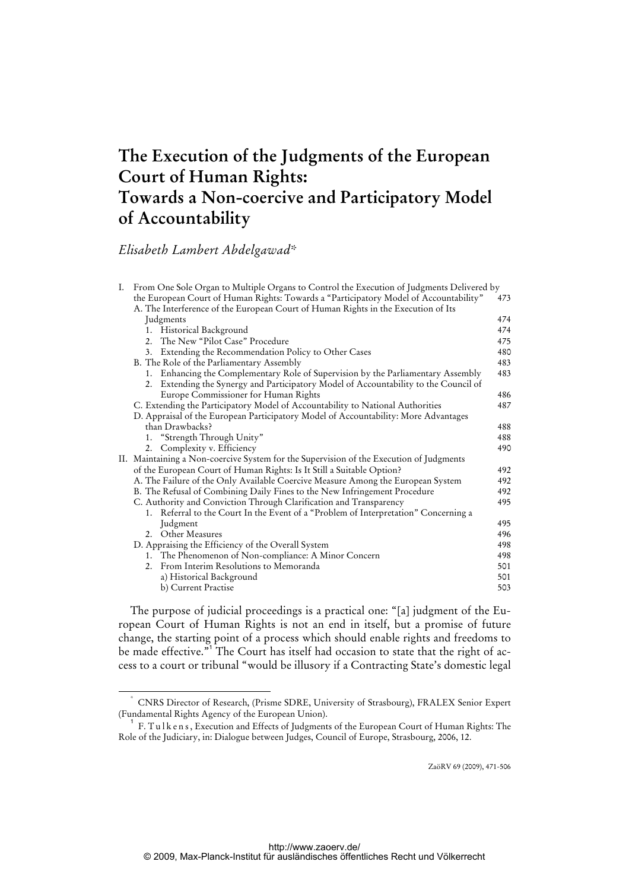# The Execution of the Judgments of the European Court of Human Rights: Towards a Non-coercive and Participatory Model of Accountability

*Elisabeth Lambert Abdelgawad*\*

| | |
|---|---|
| I. From One Sole Organ to Multiple Organs to Control the Execution of Judgments Delivered by the European Court of Human Rights: Towards a "Participatory Model of Accountability" | 473 |
| A. The Interference of the European Court of Human Rights in the Execution of Its Judgments | 474 |
| 1. Historical Background | 474 |
| 2. The New "Pilot Case" Procedure | 475 |
| 3. Extending the Recommendation Policy to Other Cases | 480 |
| B. The Role of the Parliamentary Assembly | 483 |
| 1. Enhancing the Complementary Role of Supervision by the Parliamentary Assembly | 483 |
| 2. Extending the Synergy and Participatory Model of Accountability to the Council of Europe Commissioner for Human Rights | 486 |
| C. Extending the Participatory Model of Accountability to National Authorities | 487 |
| D. Appraisal of the European Participatory Model of Accountability: More Advantages than Drawbacks? | 488 |
| 1. "Strength Through Unity" | 488 |
| 2. Complexity v. Efficiency | 490 |
| II. Maintaining a Non-coercive System for the Supervision of the Execution of Judgments of the European Court of Human Rights: Is It Still a Suitable Option? | 492 |
| A. The Failure of the Only Available Coercive Measure Among the European System | 492 |
| B. The Refusal of Combining Daily Fines to the New Infringement Procedure | 492 |
| C. Authority and Conviction Through Clarification and Transparency | 495 |
| 1. Referral to the Court In the Event of a "Problem of Interpretation" Concerning a Judgment | 495 |
| 2. Other Measures | 496 |
| D. Appraising the Efficiency of the Overall System | 498 |
| 1. The Phenomenon of Non-compliance: A Minor Concern | 498 |
| 2. From Interim Resolutions to Memoranda | 501 |
| a) Historical Background | 501 |
| b) Current Practise | 503 |

The purpose of judicial proceedings is a practical one: "[a] judgment of the European Court of Human Rights is not an end in itself, but a promise of future change, the starting point of a process which should enable rights and freedoms to be made effective."[1] The Court has itself had occasion to state that the right of access to a court or tribunal "would be illusory if a Contracting State's domestic legal

---

\* CNRS Director of Research, (Prisme SDRE, University of Strasbourg), FRALEX Senior Expert (Fundamental Rights Agency of the European Union).

[1] F. Tulkens, Execution and Effects of Judgments of the European Court of Human Rights: The Role of the Judiciary, in: Dialogue between Judges, Council of Europe, Strasbourg, 2006, 12.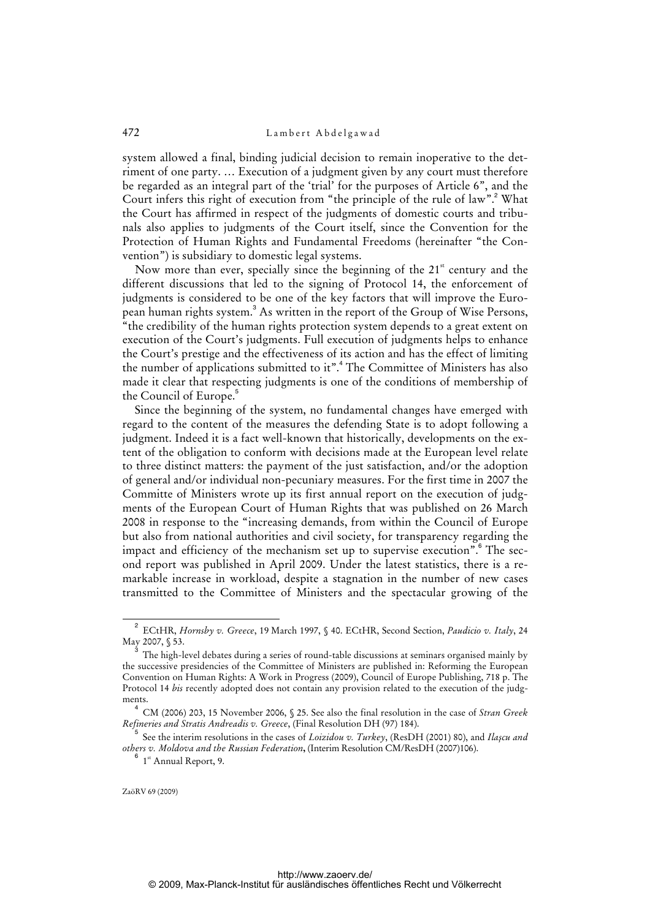system allowed a final, binding judicial decision to remain inoperative to the detriment of one party. … Execution of a judgment given by any court must therefore be regarded as an integral part of the 'trial' for the purposes of Article 6", and the Court infers this right of execution from "the principle of the rule of law".[2] What the Court has affirmed in respect of the judgments of domestic courts and tribunals also applies to judgments of the Court itself, since the Convention for the Protection of Human Rights and Fundamental Freedoms (hereinafter "the Convention") is subsidiary to domestic legal systems.

Now more than ever, specially since the beginning of the 21st century and the different discussions that led to the signing of Protocol 14, the enforcement of judgments is considered to be one of the key factors that will improve the European human rights system.[3] As written in the report of the Group of Wise Persons, "the credibility of the human rights protection system depends to a great extent on execution of the Court's judgments. Full execution of judgments helps to enhance the Court's prestige and the effectiveness of its action and has the effect of limiting the number of applications submitted to it".[4] The Committee of Ministers has also made it clear that respecting judgments is one of the conditions of membership of the Council of Europe.[5]

Since the beginning of the system, no fundamental changes have emerged with regard to the content of the measures the defending State is to adopt following a judgment. Indeed it is a fact well-known that historically, developments on the extent of the obligation to conform with decisions made at the European level relate to three distinct matters: the payment of the just satisfaction, and/or the adoption of general and/or individual non-pecuniary measures. For the first time in 2007 the Committe of Ministers wrote up its first annual report on the execution of judgments of the European Court of Human Rights that was published on 26 March 2008 in response to the "increasing demands, from within the Council of Europe but also from national authorities and civil society, for transparency regarding the impact and efficiency of the mechanism set up to supervise execution".[6] The second report was published in April 2009. Under the latest statistics, there is a remarkable increase in workload, despite a stagnation in the number of new cases transmitted to the Committee of Ministers and the spectacular growing of the

---

[2] ECtHR, *Hornsby v. Greece*, 19 March 1997, § 40. ECtHR, Second Section, *Paudicio v. Italy*, 24 May 2007, § 53.

[3] The high-level debates during a series of round-table discussions at seminars organised mainly by the successive presidencies of the Committee of Ministers are published in: Reforming the European Convention on Human Rights: A Work in Progress (2009), Council of Europe Publishing, 718 p. The Protocol 14 *bis* recently adopted does not contain any provision related to the execution of the judgments.

[4] CM (2006) 203, 15 November 2006, § 25. See also the final resolution in the case of *Stran Greek Refineries and Stratis Andreadis v. Greece*, (Final Resolution DH (97) 184).

[5] See the interim resolutions in the cases of *Loizidou v. Turkey*, (ResDH (2001) 80), and *Ilaşcu and others v. Moldova and the Russian Federation*, (Interim Resolution CM/ResDH (2007)106).

[6] 1st Annual Report, 9.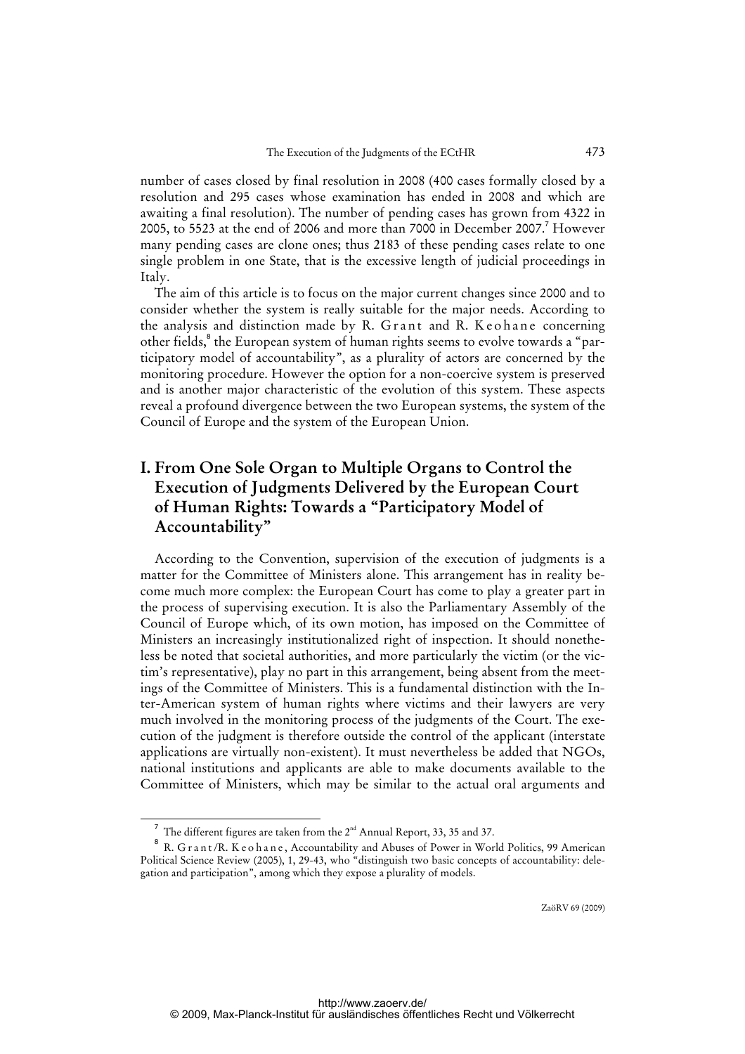number of cases closed by final resolution in 2008 (400 cases formally closed by a resolution and 295 cases whose examination has ended in 2008 and which are awaiting a final resolution). The number of pending cases has grown from 4322 in 2005, to 5523 at the end of 2006 and more than 7000 in December 2007.[7] However many pending cases are clone ones; thus 2183 of these pending cases relate to one single problem in one State, that is the excessive length of judicial proceedings in Italy.

The aim of this article is to focus on the major current changes since 2000 and to consider whether the system is really suitable for the major needs. According to the analysis and distinction made by R. Grant and R. Keohane concerning other fields,[8] the European system of human rights seems to evolve towards a "participatory model of accountability", as a plurality of actors are concerned by the monitoring procedure. However the option for a non-coercive system is preserved and is another major characteristic of the evolution of this system. These aspects reveal a profound divergence between the two European systems, the system of the Council of Europe and the system of the European Union.

## I. From One Sole Organ to Multiple Organs to Control the Execution of Judgments Delivered by the European Court of Human Rights: Towards a "Participatory Model of Accountability"

According to the Convention, supervision of the execution of judgments is a matter for the Committee of Ministers alone. This arrangement has in reality become much more complex: the European Court has come to play a greater part in the process of supervising execution. It is also the Parliamentary Assembly of the Council of Europe which, of its own motion, has imposed on the Committee of Ministers an increasingly institutionalized right of inspection. It should nonetheless be noted that societal authorities, and more particularly the victim (or the victim's representative), play no part in this arrangement, being absent from the meetings of the Committee of Ministers. This is a fundamental distinction with the Inter-American system of human rights where victims and their lawyers are very much involved in the monitoring process of the judgments of the Court. The execution of the judgment is therefore outside the control of the applicant (interstate applications are virtually non-existent). It must nevertheless be added that NGOs, national institutions and applicants are able to make documents available to the Committee of Ministers, which may be similar to the actual oral arguments and

---

[7] The different figures are taken from the 2nd Annual Report, 33, 35 and 37.

[8] R. Grant/R. Keohane, Accountability and Abuses of Power in World Politics, 99 American Political Science Review (2005), 1, 29-43, who "distinguish two basic concepts of accountability: delegation and participation", among which they expose a plurality of models.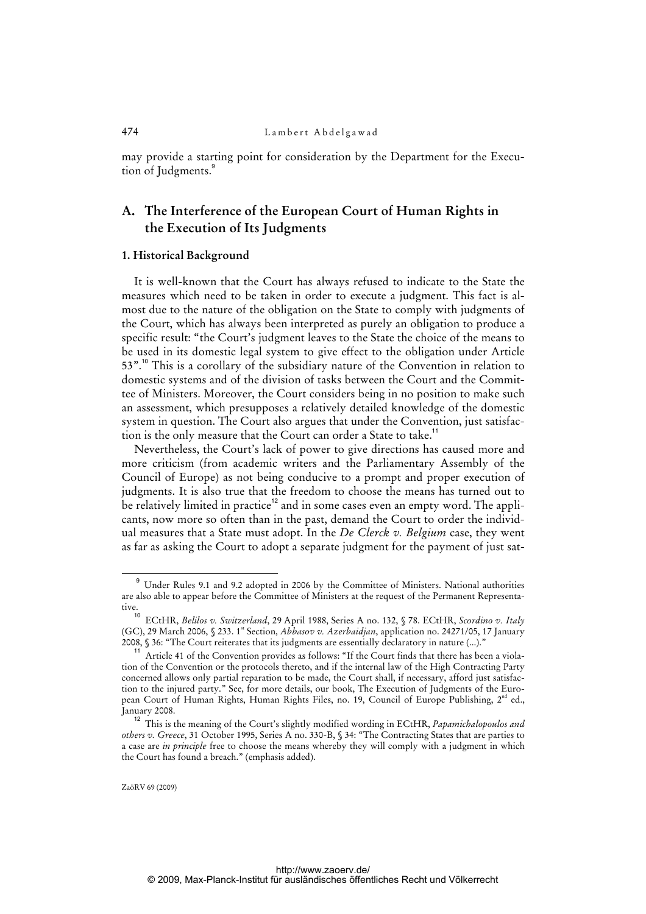may provide a starting point for consideration by the Department for the Execution of Judgments.[9]

## A. The Interference of the European Court of Human Rights in the Execution of Its Judgments

### 1. Historical Background

It is well-known that the Court has always refused to indicate to the State the measures which need to be taken in order to execute a judgment. This fact is almost due to the nature of the obligation on the State to comply with judgments of the Court, which has always been interpreted as purely an obligation to produce a specific result: "the Court's judgment leaves to the State the choice of the means to be used in its domestic legal system to give effect to the obligation under Article 53".[10] This is a corollary of the subsidiary nature of the Convention in relation to domestic systems and of the division of tasks between the Court and the Committee of Ministers. Moreover, the Court considers being in no position to make such an assessment, which presupposes a relatively detailed knowledge of the domestic system in question. The Court also argues that under the Convention, just satisfaction is the only measure that the Court can order a State to take.[11]

Nevertheless, the Court's lack of power to give directions has caused more and more criticism (from academic writers and the Parliamentary Assembly of the Council of Europe) as not being conducive to a prompt and proper execution of judgments. It is also true that the freedom to choose the means has turned out to be relatively limited in practice[12] and in some cases even an empty word. The applicants, now more so often than in the past, demand the Court to order the individual measures that a State must adopt. In the *De Clerck v. Belgium* case, they went as far as asking the Court to adopt a separate judgment for the payment of just sat-

---

[9] Under Rules 9.1 and 9.2 adopted in 2006 by the Committee of Ministers. National authorities are also able to appear before the Committee of Ministers at the request of the Permanent Representative.

[10] ECtHR, *Belilos v. Switzerland*, 29 April 1988, Series A no. 132, § 78. ECtHR, *Scordino v. Italy* (GC), 29 March 2006, § 233. 1st Section, *Abbasov v. Azerbaidjan*, application no. 24271/05, 17 January 2008, § 36: "The Court reiterates that its judgments are essentially declaratory in nature (...)."

[11] Article 41 of the Convention provides as follows: "If the Court finds that there has been a violation of the Convention or the protocols thereto, and if the internal law of the High Contracting Party concerned allows only partial reparation to be made, the Court shall, if necessary, afford just satisfaction to the injured party." See, for more details, our book, The Execution of Judgments of the European Court of Human Rights, Human Rights Files, no. 19, Council of Europe Publishing, 2nd ed., January 2008.

[12] This is the meaning of the Court's slightly modified wording in ECtHR, *Papamichalopoulos and others v. Greece*, 31 October 1995, Series A no. 330-B, § 34: "The Contracting States that are parties to a case are *in principle* free to choose the means whereby they will comply with a judgment in which the Court has found a breach." (emphasis added).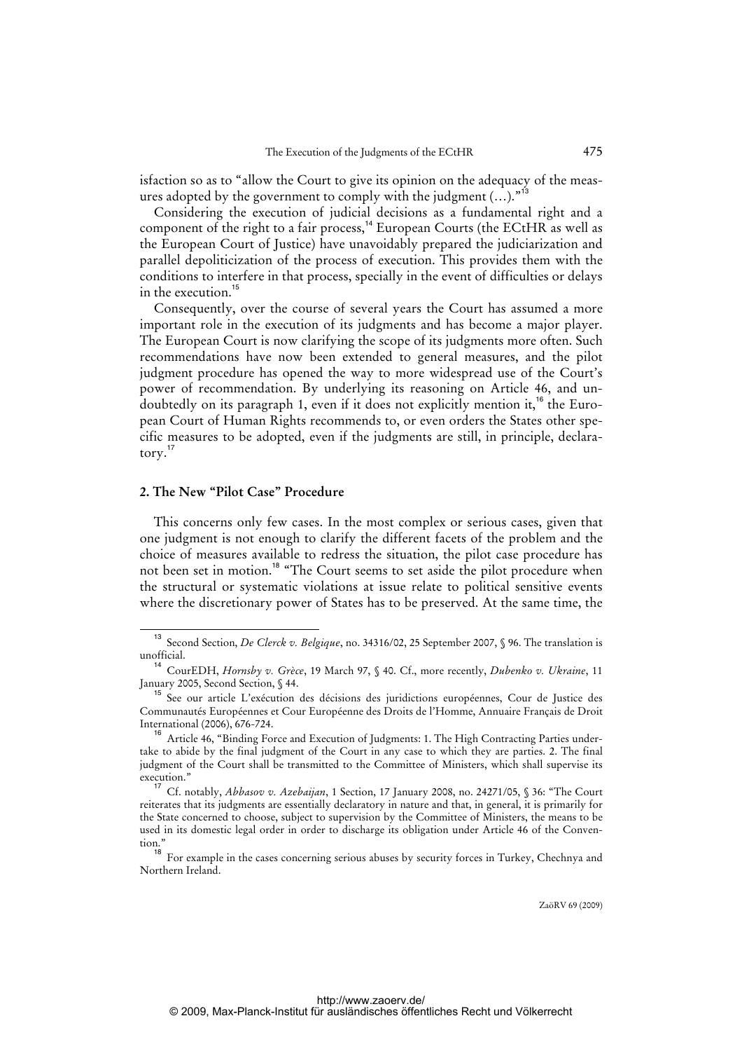isfaction so as to "allow the Court to give its opinion on the adequacy of the measures adopted by the government to comply with the judgment (…)."[13]

Considering the execution of judicial decisions as a fundamental right and a component of the right to a fair process,[14] European Courts (the ECtHR as well as the European Court of Justice) have unavoidably prepared the judiciarization and parallel depoliticization of the process of execution. This provides them with the conditions to interfere in that process, specially in the event of difficulties or delays in the execution.[15]

Consequently, over the course of several years the Court has assumed a more important role in the execution of its judgments and has become a major player. The European Court is now clarifying the scope of its judgments more often. Such recommendations have now been extended to general measures, and the pilot judgment procedure has opened the way to more widespread use of the Court's power of recommendation. By underlying its reasoning on Article 46, and undoubtedly on its paragraph 1, even if it does not explicitly mention it,[16] the European Court of Human Rights recommends to, or even orders the States other specific measures to be adopted, even if the judgments are still, in principle, declaratory.[17]

## 2. The New "Pilot Case" Procedure

This concerns only few cases. In the most complex or serious cases, given that one judgment is not enough to clarify the different facets of the problem and the choice of measures available to redress the situation, the pilot case procedure has not been set in motion.[18] "The Court seems to set aside the pilot procedure when the structural or systematic violations at issue relate to political sensitive events where the discretionary power of States has to be preserved. At the same time, the

---

[13] Second Section, *De Clerck v. Belgique*, no. 34316/02, 25 September 2007, § 96. The translation is unofficial.

[14] CourEDH, *Hornsby v. Grèce*, 19 March 97, § 40. Cf., more recently, *Dubenko v. Ukraine*, 11 January 2005, Second Section, § 44.

[15] See our article L'exécution des décisions des juridictions européennes, Cour de Justice des Communautés Européennes et Cour Européenne des Droits de l'Homme, Annuaire Français de Droit International (2006), 676-724.

[16] Article 46, "Binding Force and Execution of Judgments: 1. The High Contracting Parties undertake to abide by the final judgment of the Court in any case to which they are parties. 2. The final judgment of the Court shall be transmitted to the Committee of Ministers, which shall supervise its execution."

[17] Cf. notably, *Abbasov v. Azebaijan*, 1 Section, 17 January 2008, no. 24271/05, § 36: "The Court reiterates that its judgments are essentially declaratory in nature and that, in general, it is primarily for the State concerned to choose, subject to supervision by the Committee of Ministers, the means to be used in its domestic legal order in order to discharge its obligation under Article 46 of the Convention."

[18] For example in the cases concerning serious abuses by security forces in Turkey, Chechnya and Northern Ireland.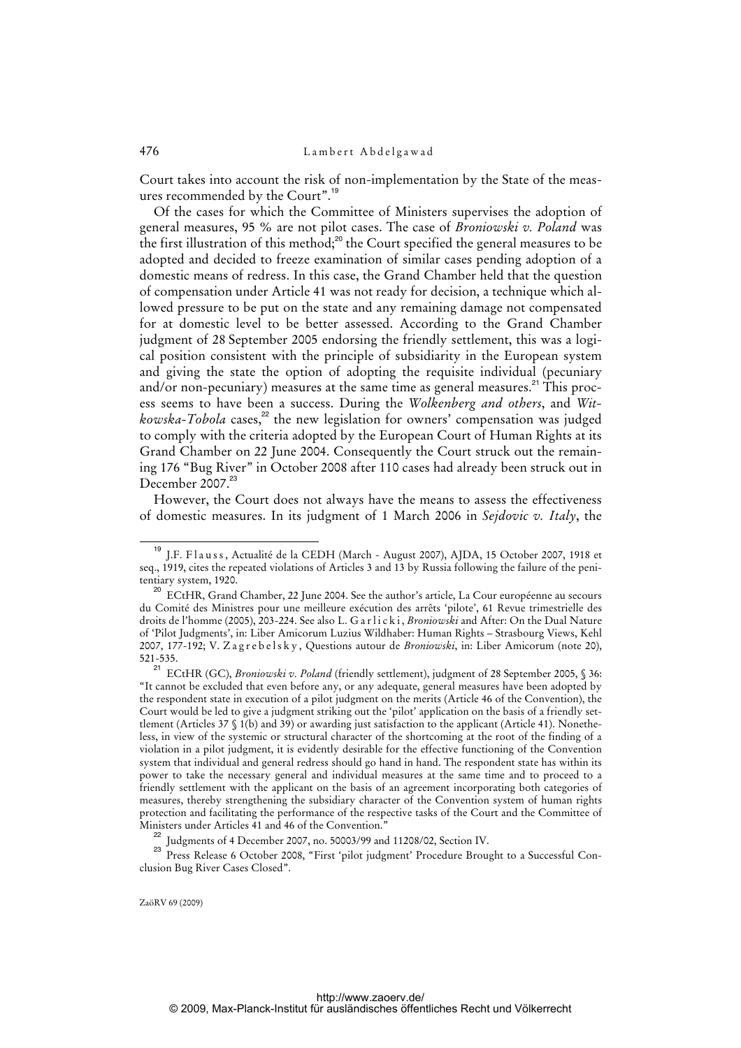Court takes into account the risk of non-implementation by the State of the measures recommended by the Court".[19]

Of the cases for which the Committee of Ministers supervises the adoption of general measures, 95 % are not pilot cases. The case of *Broniowski v. Poland* was the first illustration of this method;[20] the Court specified the general measures to be adopted and decided to freeze examination of similar cases pending adoption of a domestic means of redress. In this case, the Grand Chamber held that the question of compensation under Article 41 was not ready for decision, a technique which allowed pressure to be put on the state and any remaining damage not compensated for at domestic level to be better assessed. According to the Grand Chamber judgment of 28 September 2005 endorsing the friendly settlement, this was a logical position consistent with the principle of subsidiarity in the European system and giving the state the option of adopting the requisite individual (pecuniary and/or non-pecuniary) measures at the same time as general measures.[21] This process seems to have been a success. During the *Wolkenberg and others*, and *Witkowska-Tobola* cases,[22] the new legislation for owners' compensation was judged to comply with the criteria adopted by the European Court of Human Rights at its Grand Chamber on 22 June 2004. Consequently the Court struck out the remaining 176 "Bug River" in October 2008 after 110 cases had already been struck out in December 2007.[23]

However, the Court does not always have the means to assess the effectiveness of domestic measures. In its judgment of 1 March 2006 in *Sejdovic v. Italy*, the

---

[19] J.F. Flauss, Actualité de la CEDH (March - August 2007), AJDA, 15 October 2007, 1918 et seq., 1919, cites the repeated violations of Articles 3 and 13 by Russia following the failure of the penitentiary system, 1920.

[20] ECtHR, Grand Chamber, 22 June 2004. See the author's article, La Cour européenne au secours du Comité des Ministres pour une meilleure exécution des arrêts 'pilote', 61 Revue trimestrielle des droits de l'homme (2005), 203-224. See also L. Garlicki, *Broniowski* and After: On the Dual Nature of 'Pilot Judgments', in: Liber Amicorum Luzius Wildhaber: Human Rights – Strasbourg Views, Kehl 2007, 177-192; V. Zagrebelsky, Questions autour de *Broniowski*, in: Liber Amicorum (note 20), 521-535.

[21] ECtHR (GC), *Broniowski v. Poland* (friendly settlement), judgment of 28 September 2005, § 36: "It cannot be excluded that even before any, or any adequate, general measures have been adopted by the respondent state in execution of a pilot judgment on the merits (Article 46 of the Convention), the Court would be led to give a judgment striking out the 'pilot' application on the basis of a friendly settlement (Articles 37 § 1(b) and 39) or awarding just satisfaction to the applicant (Article 41). Nonetheless, in view of the systemic or structural character of the shortcoming at the root of the finding of a violation in a pilot judgment, it is evidently desirable for the effective functioning of the Convention system that individual and general redress should go hand in hand. The respondent state has within its power to take the necessary general and individual measures at the same time and to proceed to a friendly settlement with the applicant on the basis of an agreement incorporating both categories of measures, thereby strengthening the subsidiary character of the Convention system of human rights protection and facilitating the performance of the respective tasks of the Court and the Committee of Ministers under Articles 41 and 46 of the Convention."

[22] Judgments of 4 December 2007, no. 50003/99 and 11208/02, Section IV.

[23] Press Release 6 October 2008, "First 'pilot judgment' Procedure Brought to a Successful Conclusion Bug River Cases Closed".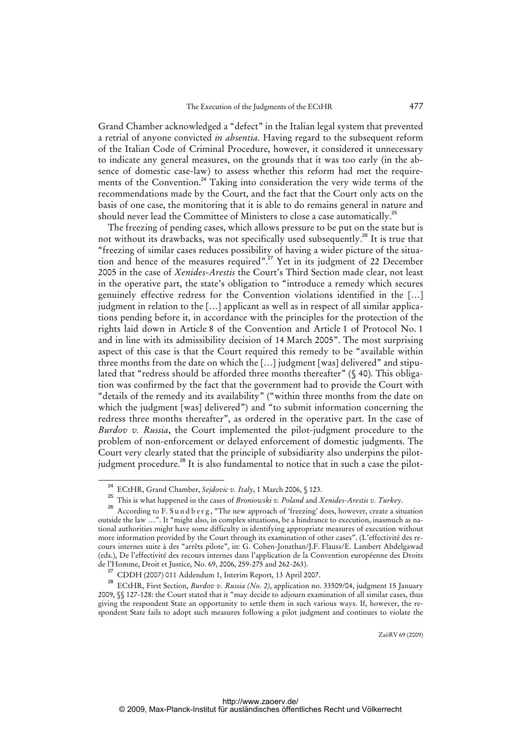Grand Chamber acknowledged a "defect" in the Italian legal system that prevented a retrial of anyone convicted *in absentia*. Having regard to the subsequent reform of the Italian Code of Criminal Procedure, however, it considered it unnecessary to indicate any general measures, on the grounds that it was too early (in the absence of domestic case-law) to assess whether this reform had met the requirements of the Convention.[24] Taking into consideration the very wide terms of the recommendations made by the Court, and the fact that the Court only acts on the basis of one case, the monitoring that it is able to do remains general in nature and should never lead the Committee of Ministers to close a case automatically.[25]

The freezing of pending cases, which allows pressure to be put on the state but is not without its drawbacks, was not specifically used subsequently.[26] It is true that "freezing of similar cases reduces possibility of having a wider picture of the situation and hence of the measures required".[27] Yet in its judgment of 22 December 2005 in the case of *Xenides-Arestis* the Court's Third Section made clear, not least in the operative part, the state's obligation to "introduce a remedy which secures genuinely effective redress for the Convention violations identified in the [...] judgment in relation to the [...] applicant as well as in respect of all similar applications pending before it, in accordance with the principles for the protection of the rights laid down in Article 8 of the Convention and Article 1 of Protocol No. 1 and in line with its admissibility decision of 14 March 2005". The most surprising aspect of this case is that the Court required this remedy to be "available within three months from the date on which the [...] judgment [was] delivered" and stipulated that "redress should be afforded three months thereafter" (§ 40). This obligation was confirmed by the fact that the government had to provide the Court with "details of the remedy and its availability" ("within three months from the date on which the judgment [was] delivered") and "to submit information concerning the redress three months thereafter", as ordered in the operative part. In the case of *Burdov v. Russia*, the Court implemented the pilot-judgment procedure to the problem of non-enforcement or delayed enforcement of domestic judgments. The Court very clearly stated that the principle of subsidiarity also underpins the pilot-judgment procedure.[28] It is also fundamental to notice that in such a case the pilot-

---

[24] ECtHR, Grand Chamber, *Sejdovic v. Italy*, 1 March 2006, § 123.

[25] This is what happened in the cases of *Broniowski v. Poland* and *Xenides-Arestis v. Turkey*.

[26] According to F. Sundberg, "The new approach of 'freezing' does, however, create a situation outside the law ...". It "might also, in complex situations, be a hindrance to execution, inasmuch as national authorities might have some difficulty in identifying appropriate measures of execution without more information provided by the Court through its examination of other cases". (L'effectivité des recours internes suite à des "arrêts pilote", in: G. Cohen-Jonathan/J.F. Flauss/E. Lambert Abdelgawad (eds.), De l'effectivité des recours internes dans l'application de la Convention européenne des Droits de l'Homme, Droit et Justice, No. 69, 2006, 259-275 and 262-263).

[27] CDDH (2007) 011 Addendum 1, Interim Report, 13 April 2007.

[28] ECtHR, First Section, *Burdov v. Russia (No. 2)*, application no. 33509/04, judgment 15 January 2009, §§ 127-128: the Court stated that it "may decide to adjourn examination of all similar cases, thus giving the respondent State an opportunity to settle them in such various ways. If, however, the respondent State fails to adopt such measures following a pilot judgment and continues to violate the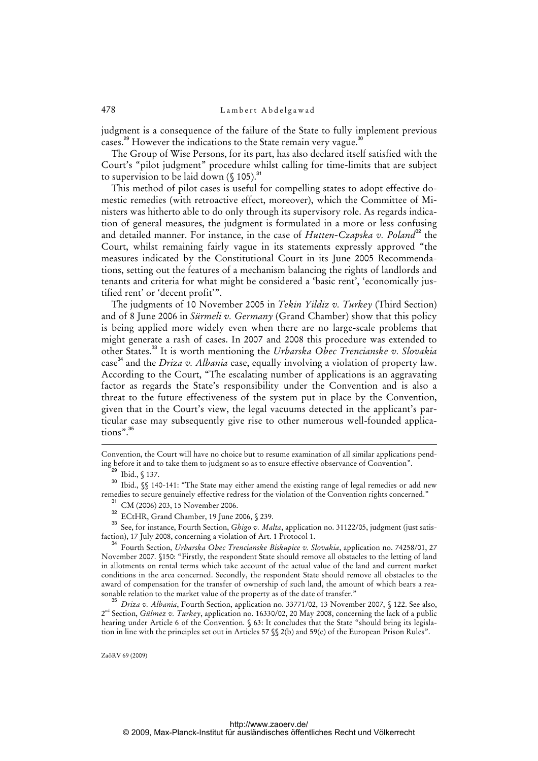judgment is a consequence of the failure of the State to fully implement previous cases.[29] However the indications to the State remain very vague.[30]

The Group of Wise Persons, for its part, has also declared itself satisfied with the Court's "pilot judgment" procedure whilst calling for time-limits that are subject to supervision to be laid down (§ 105).[31]

This method of pilot cases is useful for compelling states to adopt effective domestic remedies (with retroactive effect, moreover), which the Committee of Ministers was hitherto able to do only through its supervisory role. As regards indication of general measures, the judgment is formulated in a more or less confusing and detailed manner. For instance, in the case of *Hutten-Czapska v. Poland*[32] the Court, whilst remaining fairly vague in its statements expressly approved "the measures indicated by the Constitutional Court in its June 2005 Recommendations, setting out the features of a mechanism balancing the rights of landlords and tenants and criteria for what might be considered a 'basic rent', 'economically justified rent' or 'decent profit'".

The judgments of 10 November 2005 in *Tekin Yildiz v. Turkey* (Third Section) and of 8 June 2006 in *Sürmeli v. Germany* (Grand Chamber) show that this policy is being applied more widely even when there are no large-scale problems that might generate a rash of cases. In 2007 and 2008 this procedure was extended to other States.[33] It is worth mentioning the *Urbarska Obec Trencianske v. Slovakia* case[34] and the *Driza v. Albania* case, equally involving a violation of property law. According to the Court, "The escalating number of applications is an aggravating factor as regards the State's responsibility under the Convention and is also a threat to the future effectiveness of the system put in place by the Convention, given that in the Court's view, the legal vacuums detected in the applicant's particular case may subsequently give rise to other numerous well-founded applications".[35]

---

Convention, the Court will have no choice but to resume examination of all similar applications pending before it and to take them to judgment so as to ensure effective observance of Convention".

[29] Ibid., § 137.

[30] Ibid., §§ 140-141: "The State may either amend the existing range of legal remedies or add new remedies to secure genuinely effective redress for the violation of the Convention rights concerned."

[31] CM (2006) 203, 15 November 2006.

[32] ECtHR, Grand Chamber, 19 June 2006, § 239.

[33] See, for instance, Fourth Section, *Ghigo v. Malta*, application no. 31122/05, judgment (just satisfaction), 17 July 2008, concerning a violation of Art. 1 Protocol 1.

[34] Fourth Section, *Urbarska Obec Trencianske Biskupice v. Slovakia*, application no. 74258/01, 27 November 2007. §150: "Firstly, the respondent State should remove all obstacles to the letting of land in allotments on rental terms which take account of the actual value of the land and current market conditions in the area concerned. Secondly, the respondent State should remove all obstacles to the award of compensation for the transfer of ownership of such land, the amount of which bears a reasonable relation to the market value of the property as of the date of transfer."

[35] *Driza v. Albania*, Fourth Section, application no. 33771/02, 13 November 2007, § 122. See also, 2nd Section, *Gülmez v. Turkey*, application no. 16330/02, 20 May 2008, concerning the lack of a public hearing under Article 6 of the Convention. § 63: It concludes that the State "should bring its legislation in line with the principles set out in Articles 57 §§ 2(b) and 59(c) of the European Prison Rules".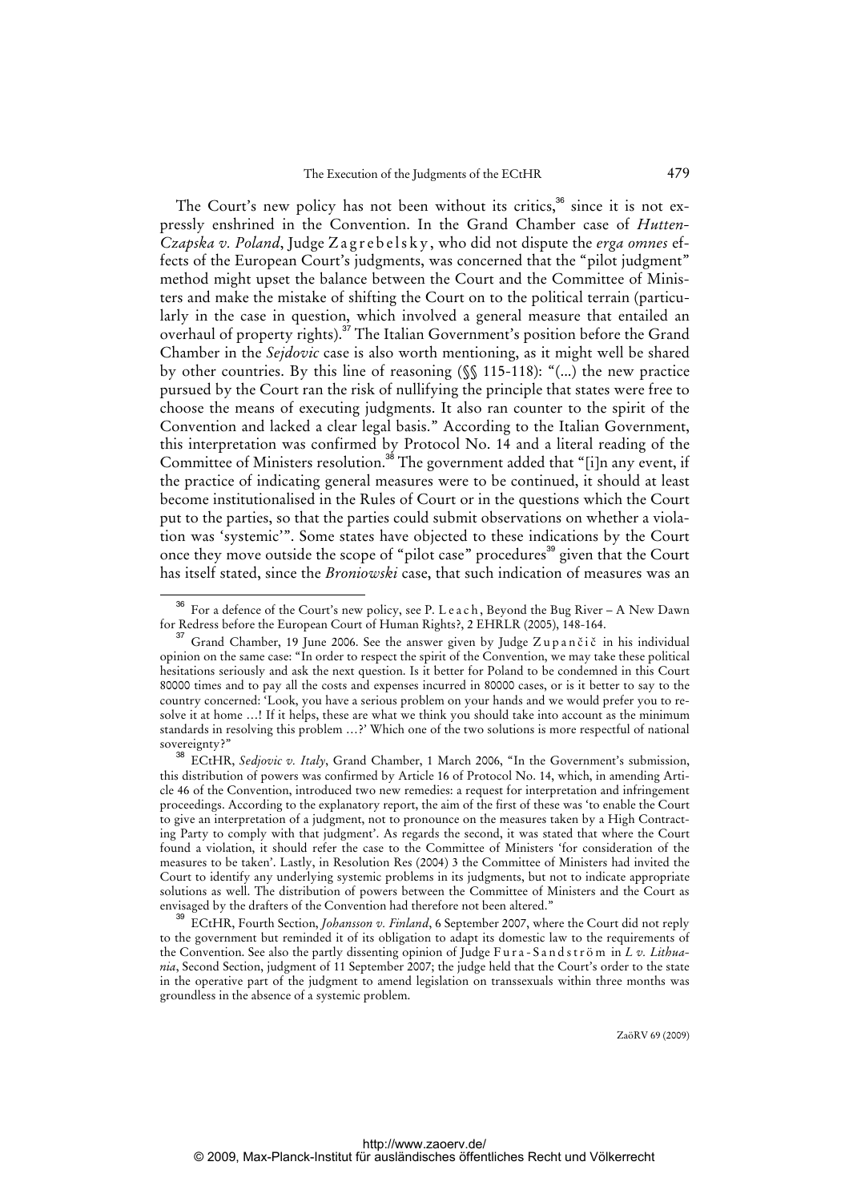The Court's new policy has not been without its critics,[36] since it is not expressly enshrined in the Convention. In the Grand Chamber case of *Hutten-Czapska v. Poland*, Judge Zagrebelsky, who did not dispute the *erga omnes* effects of the European Court's judgments, was concerned that the "pilot judgment" method might upset the balance between the Court and the Committee of Ministers and make the mistake of shifting the Court on to the political terrain (particularly in the case in question, which involved a general measure that entailed an overhaul of property rights).[37] The Italian Government's position before the Grand Chamber in the *Sejdovic* case is also worth mentioning, as it might well be shared by other countries. By this line of reasoning (§§ 115-118): "(...) the new practice pursued by the Court ran the risk of nullifying the principle that states were free to choose the means of executing judgments. It also ran counter to the spirit of the Convention and lacked a clear legal basis." According to the Italian Government, this interpretation was confirmed by Protocol No. 14 and a literal reading of the Committee of Ministers resolution.[38] The government added that "[i]n any event, if the practice of indicating general measures were to be continued, it should at least become institutionalised in the Rules of Court or in the questions which the Court put to the parties, so that the parties could submit observations on whether a violation was 'systemic'". Some states have objected to these indications by the Court once they move outside the scope of "pilot case" procedures[39] given that the Court has itself stated, since the *Broniowski* case, that such indication of measures was an

---

[36] For a defence of the Court's new policy, see P. Leach, Beyond the Bug River – A New Dawn for Redress before the European Court of Human Rights?, 2 EHRLR (2005), 148-164.

[37] Grand Chamber, 19 June 2006. See the answer given by Judge Zupančič in his individual opinion on the same case: "In order to respect the spirit of the Convention, we may take these political hesitations seriously and ask the next question. Is it better for Poland to be condemned in this Court 80000 times and to pay all the costs and expenses incurred in 80000 cases, or is it better to say to the country concerned: 'Look, you have a serious problem on your hands and we would prefer you to resolve it at home …! If it helps, these are what we think you should take into account as the minimum standards in resolving this problem …?' Which one of the two solutions is more respectful of national sovereignty?"

[38] ECtHR, *Sedjovic v. Italy*, Grand Chamber, 1 March 2006, "In the Government's submission, this distribution of powers was confirmed by Article 16 of Protocol No. 14, which, in amending Article 46 of the Convention, introduced two new remedies: a request for interpretation and infringement proceedings. According to the explanatory report, the aim of the first of these was 'to enable the Court to give an interpretation of a judgment, not to pronounce on the measures taken by a High Contracting Party to comply with that judgment'. As regards the second, it was stated that where the Court found a violation, it should refer the case to the Committee of Ministers 'for consideration of the measures to be taken'. Lastly, in Resolution Res (2004) 3 the Committee of Ministers had invited the Court to identify any underlying systemic problems in its judgments, but not to indicate appropriate solutions as well. The distribution of powers between the Committee of Ministers and the Court as envisaged by the drafters of the Convention had therefore not been altered."

[39] ECtHR, Fourth Section, *Johansson v. Finland*, 6 September 2007, where the Court did not reply to the government but reminded it of its obligation to adapt its domestic law to the requirements of the Convention. See also the partly dissenting opinion of Judge Fura-Sandström in *L v. Lithuania*, Second Section, judgment of 11 September 2007; the judge held that the Court's order to the state in the operative part of the judgment to amend legislation on transsexuals within three months was groundless in the absence of a systemic problem.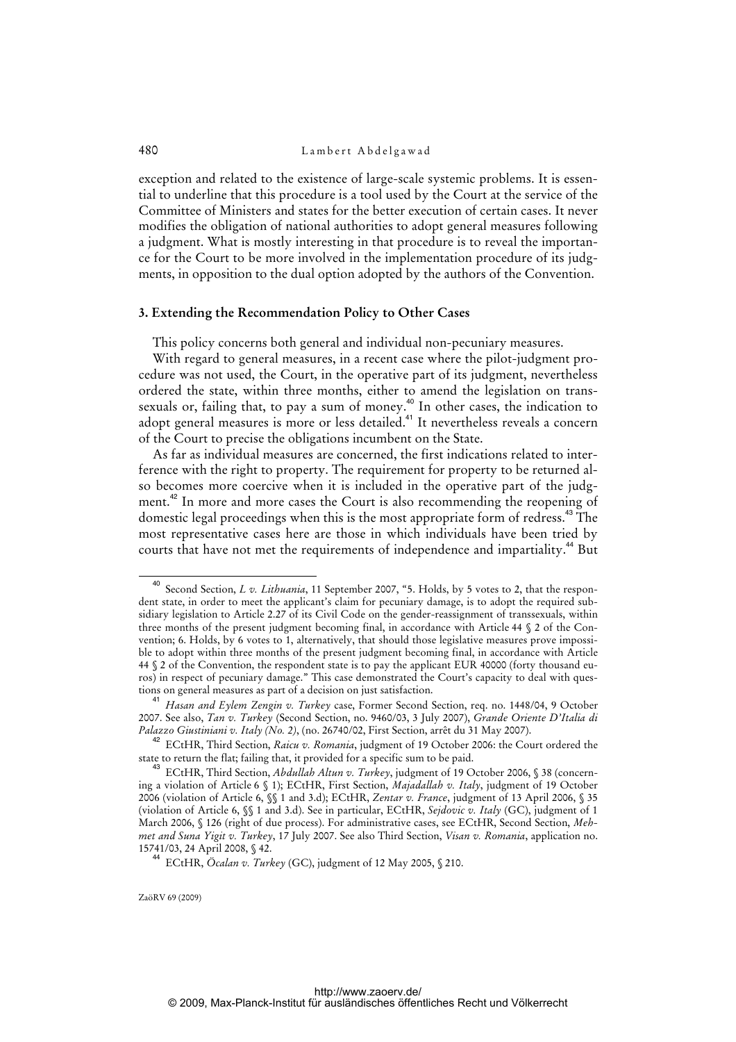exception and related to the existence of large-scale systemic problems. It is essential to underline that this procedure is a tool used by the Court at the service of the Committee of Ministers and states for the better execution of certain cases. It never modifies the obligation of national authorities to adopt general measures following a judgment. What is mostly interesting in that procedure is to reveal the importance for the Court to be more involved in the implementation procedure of its judgments, in opposition to the dual option adopted by the authors of the Convention.

### 3. Extending the Recommendation Policy to Other Cases

This policy concerns both general and individual non-pecuniary measures.

With regard to general measures, in a recent case where the pilot-judgment procedure was not used, the Court, in the operative part of its judgment, nevertheless ordered the state, within three months, either to amend the legislation on transsexuals or, failing that, to pay a sum of money.[40] In other cases, the indication to adopt general measures is more or less detailed.[41] It nevertheless reveals a concern of the Court to precise the obligations incumbent on the State.

As far as individual measures are concerned, the first indications related to interference with the right to property. The requirement for property to be returned also becomes more coercive when it is included in the operative part of the judgment.[42] In more and more cases the Court is also recommending the reopening of domestic legal proceedings when this is the most appropriate form of redress.[43] The most representative cases here are those in which individuals have been tried by courts that have not met the requirements of independence and impartiality.[44] But

---

[40] Second Section, *L v. Lithuania*, 11 September 2007, "5. Holds, by 5 votes to 2, that the respondent state, in order to meet the applicant's claim for pecuniary damage, is to adopt the required subsidiary legislation to Article 2.27 of its Civil Code on the gender-reassignment of transsexuals, within three months of the present judgment becoming final, in accordance with Article 44 § 2 of the Convention; 6. Holds, by 6 votes to 1, alternatively, that should those legislative measures prove impossible to adopt within three months of the present judgment becoming final, in accordance with Article 44 § 2 of the Convention, the respondent state is to pay the applicant EUR 40000 (forty thousand euros) in respect of pecuniary damage." This case demonstrated the Court's capacity to deal with questions on general measures as part of a decision on just satisfaction.

[41] *Hasan and Eylem Zengin v. Turkey* case, Former Second Section, req. no. 1448/04, 9 October 2007. See also, *Tan v. Turkey* (Second Section, no. 9460/03, 3 July 2007), *Grande Oriente D'Italia di Palazzo Giustiniani v. Italy (No. 2)*, (no. 26740/02, First Section, arrêt du 31 May 2007).

[42] ECtHR, Third Section, *Raicu v. Romania*, judgment of 19 October 2006: the Court ordered the state to return the flat; failing that, it provided for a specific sum to be paid.

[43] ECtHR, Third Section, *Abdullah Altun v. Turkey*, judgment of 19 October 2006, § 38 (concerning a violation of Article 6 § 1); ECtHR, First Section, *Majadallah v. Italy*, judgment of 19 October 2006 (violation of Article 6, §§ 1 and 3.d); ECtHR, *Zentar v. France*, judgment of 13 April 2006, § 35 (violation of Article 6, §§ 1 and 3.d). See in particular, ECtHR, *Sejdovic v. Italy* (GC), judgment of 1 March 2006, § 126 (right of due process). For administrative cases, see ECtHR, Second Section, *Mehmet and Suna Yigit v. Turkey*, 17 July 2007. See also Third Section, *Visan v. Romania*, application no. 15741/03, 24 April 2008, § 42.

[44] ECtHR, *Öcalan v. Turkey* (GC), judgment of 12 May 2005, § 210.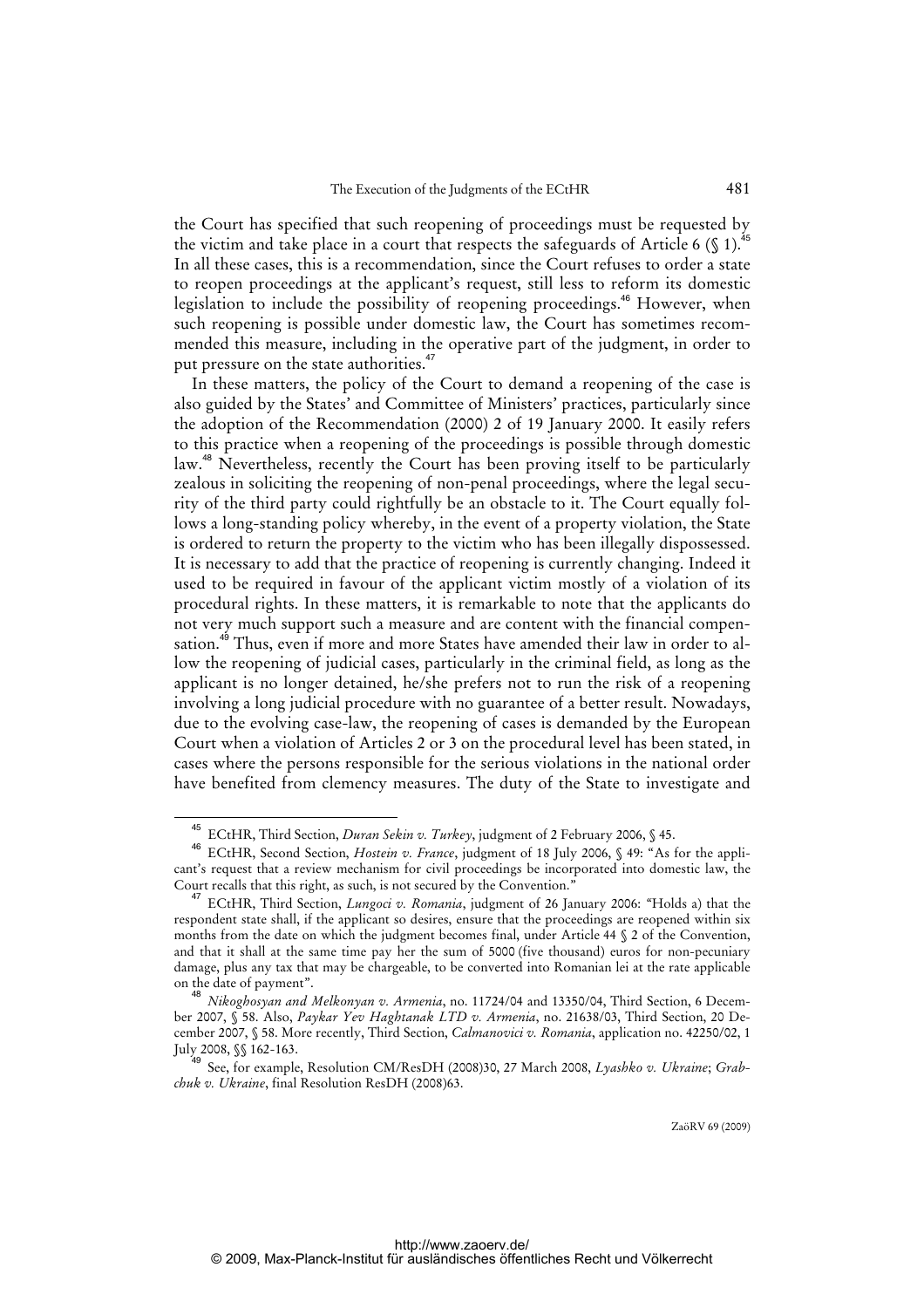the Court has specified that such reopening of proceedings must be requested by the victim and take place in a court that respects the safeguards of Article 6 (§ 1).[45] In all these cases, this is a recommendation, since the Court refuses to order a state to reopen proceedings at the applicant's request, still less to reform its domestic legislation to include the possibility of reopening proceedings.[46] However, when such reopening is possible under domestic law, the Court has sometimes recommended this measure, including in the operative part of the judgment, in order to put pressure on the state authorities.[47]

In these matters, the policy of the Court to demand a reopening of the case is also guided by the States' and Committee of Ministers' practices, particularly since the adoption of the Recommendation (2000) 2 of 19 January 2000. It easily refers to this practice when a reopening of the proceedings is possible through domestic law.[48] Nevertheless, recently the Court has been proving itself to be particularly zealous in soliciting the reopening of non-penal proceedings, where the legal security of the third party could rightfully be an obstacle to it. The Court equally follows a long-standing policy whereby, in the event of a property violation, the State is ordered to return the property to the victim who has been illegally dispossessed. It is necessary to add that the practice of reopening is currently changing. Indeed it used to be required in favour of the applicant victim mostly of a violation of its procedural rights. In these matters, it is remarkable to note that the applicants do not very much support such a measure and are content with the financial compensation.[49] Thus, even if more and more States have amended their law in order to allow the reopening of judicial cases, particularly in the criminal field, as long as the applicant is no longer detained, he/she prefers not to run the risk of a reopening involving a long judicial procedure with no guarantee of a better result. Nowadays, due to the evolving case-law, the reopening of cases is demanded by the European Court when a violation of Articles 2 or 3 on the procedural level has been stated, in cases where the persons responsible for the serious violations in the national order have benefited from clemency measures. The duty of the State to investigate and

---

[45] ECtHR, Third Section, *Duran Sekin v. Turkey*, judgment of 2 February 2006, § 45.

[46] ECtHR, Second Section, *Hostein v. France*, judgment of 18 July 2006, § 49: "As for the applicant's request that a review mechanism for civil proceedings be incorporated into domestic law, the Court recalls that this right, as such, is not secured by the Convention."

[47] ECtHR, Third Section, *Lungoci v. Romania*, judgment of 26 January 2006: "Holds a) that the respondent state shall, if the applicant so desires, ensure that the proceedings are reopened within six months from the date on which the judgment becomes final, under Article 44 § 2 of the Convention, and that it shall at the same time pay her the sum of 5000 (five thousand) euros for non-pecuniary damage, plus any tax that may be chargeable, to be converted into Romanian lei at the rate applicable on the date of payment".

[48] *Nikoghosyan and Melkonyan v. Armenia*, no. 11724/04 and 13350/04, Third Section, 6 December 2007, § 58. Also, *Paykar Yev Haghtanak LTD v. Armenia*, no. 21638/03, Third Section, 20 December 2007, § 58. More recently, Third Section, *Calmanovici v. Romania*, application no. 42250/02, 1 July 2008, §§ 162-163.

[49] See, for example, Resolution CM/ResDH (2008)30, 27 March 2008, *Lyashko v. Ukraine*; *Grabchuk v. Ukraine*, final Resolution ResDH (2008)63.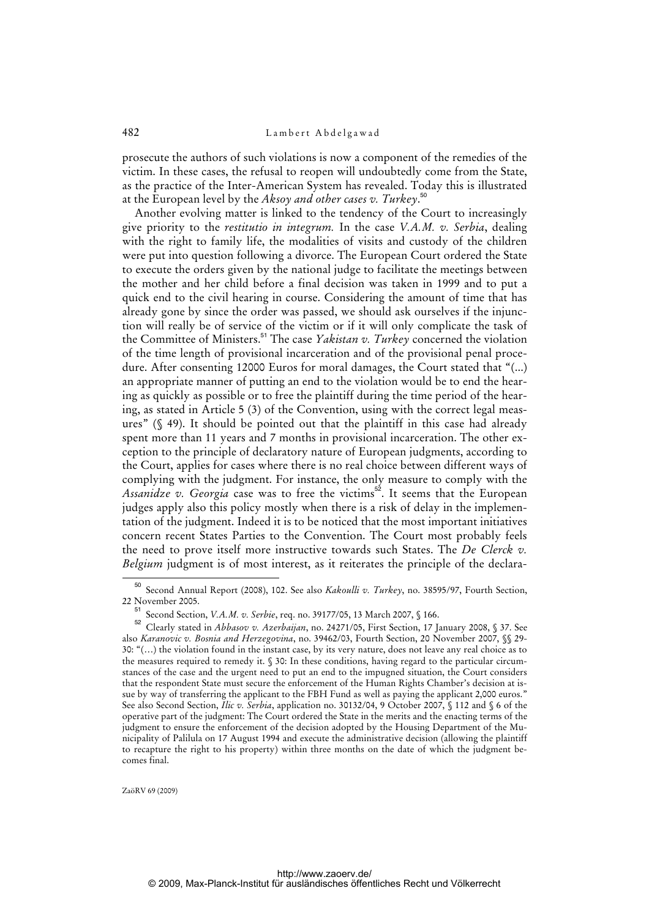prosecute the authors of such violations is now a component of the remedies of the victim. In these cases, the refusal to reopen will undoubtedly come from the State, as the practice of the Inter-American System has revealed. Today this is illustrated at the European level by the *Aksoy and other cases v. Turkey*.[50]

Another evolving matter is linked to the tendency of the Court to increasingly give priority to the *restitutio in integrum.* In the case *V.A.M. v. Serbia*, dealing with the right to family life, the modalities of visits and custody of the children were put into question following a divorce. The European Court ordered the State to execute the orders given by the national judge to facilitate the meetings between the mother and her child before a final decision was taken in 1999 and to put a quick end to the civil hearing in course. Considering the amount of time that has already gone by since the order was passed, we should ask ourselves if the injunction will really be of service of the victim or if it will only complicate the task of the Committee of Ministers.[51] The case *Yakistan v. Turkey* concerned the violation of the time length of provisional incarceration and of the provisional penal procedure. After consenting 12000 Euros for moral damages, the Court stated that "(...) an appropriate manner of putting an end to the violation would be to end the hearing as quickly as possible or to free the plaintiff during the time period of the hearing, as stated in Article 5 (3) of the Convention, using with the correct legal measures" (§ 49). It should be pointed out that the plaintiff in this case had already spent more than 11 years and 7 months in provisional incarceration. The other exception to the principle of declaratory nature of European judgments, according to the Court, applies for cases where there is no real choice between different ways of complying with the judgment. For instance, the only measure to comply with the *Assanidze v. Georgia* case was to free the victims[52]. It seems that the European judges apply also this policy mostly when there is a risk of delay in the implementation of the judgment. Indeed it is to be noticed that the most important initiatives concern recent States Parties to the Convention. The Court most probably feels the need to prove itself more instructive towards such States. The *De Clerck v. Belgium* judgment is of most interest, as it reiterates the principle of the declara-

---

[50] Second Annual Report (2008), 102. See also *Kakoulli v. Turkey*, no. 38595/97, Fourth Section, 22 November 2005.

[51] Second Section, *V.A.M. v. Serbie*, req. no. 39177/05, 13 March 2007, § 166.

[52] Clearly stated in *Abbasov v. Azerbaijan*, no. 24271/05, First Section, 17 January 2008, § 37. See also *Karanovic v. Bosnia and Herzegovina*, no. 39462/03, Fourth Section, 20 November 2007, §§ 29-30: "(…) the violation found in the instant case, by its very nature, does not leave any real choice as to the measures required to remedy it. § 30: In these conditions, having regard to the particular circumstances of the case and the urgent need to put an end to the impugned situation, the Court considers that the respondent State must secure the enforcement of the Human Rights Chamber's decision at issue by way of transferring the applicant to the FBH Fund as well as paying the applicant 2,000 euros." See also Second Section, *Ilic v. Serbia*, application no. 30132/04, 9 October 2007, § 112 and § 6 of the operative part of the judgment: The Court ordered the State in the merits and the enacting terms of the judgment to ensure the enforcement of the decision adopted by the Housing Department of the Municipality of Palilula on 17 August 1994 and execute the administrative decision (allowing the plaintiff to recapture the right to his property) within three months on the date of which the judgment becomes final.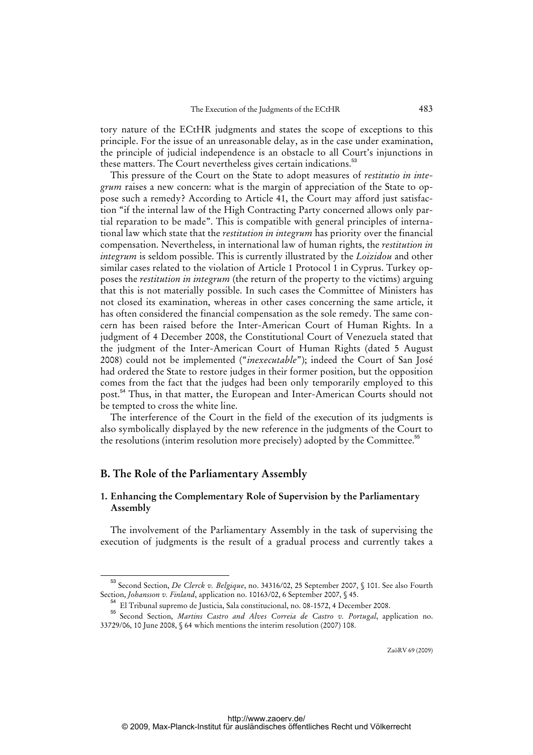tory nature of the ECtHR judgments and states the scope of exceptions to this principle. For the issue of an unreasonable delay, as in the case under examination, the principle of judicial independence is an obstacle to all Court's injunctions in these matters. The Court nevertheless gives certain indications.[53]

This pressure of the Court on the State to adopt measures of *restitutio in integrum* raises a new concern: what is the margin of appreciation of the State to oppose such a remedy? According to Article 41, the Court may afford just satisfaction "if the internal law of the High Contracting Party concerned allows only partial reparation to be made". This is compatible with general principles of international law which state that the *restitution in integrum* has priority over the financial compensation. Nevertheless, in international law of human rights, the *restitution in integrum* is seldom possible. This is currently illustrated by the *Loizidou* and other similar cases related to the violation of Article 1 Protocol 1 in Cyprus. Turkey opposes the *restitution in integrum* (the return of the property to the victims) arguing that this is not materially possible. In such cases the Committee of Ministers has not closed its examination, whereas in other cases concerning the same article, it has often considered the financial compensation as the sole remedy. The same concern has been raised before the Inter-American Court of Human Rights. In a judgment of 4 December 2008, the Constitutional Court of Venezuela stated that the judgment of the Inter-American Court of Human Rights (dated 5 August 2008) could not be implemented ("*inexecutable*"); indeed the Court of San José had ordered the State to restore judges in their former position, but the opposition comes from the fact that the judges had been only temporarily employed to this post.[54] Thus, in that matter, the European and Inter-American Courts should not be tempted to cross the white line.

The interference of the Court in the field of the execution of its judgments is also symbolically displayed by the new reference in the judgments of the Court to the resolutions (interim resolution more precisely) adopted by the Committee.[55]

## B. The Role of the Parliamentary Assembly

### 1. Enhancing the Complementary Role of Supervision by the Parliamentary Assembly

The involvement of the Parliamentary Assembly in the task of supervising the execution of judgments is the result of a gradual process and currently takes a

---

[53] Second Section, *De Clerck v. Belgique*, no. 34316/02, 25 September 2007, § 101. See also Fourth Section, *Johansson v. Finland*, application no. 10163/02, 6 September 2007, § 45.

[54] El Tribunal supremo de Justicia, Sala constitucional, no. 08-1572, 4 December 2008.

[55] Second Section, *Martins Castro and Alves Correia de Castro v. Portugal*, application no. 33729/06, 10 June 2008, § 64 which mentions the interim resolution (2007) 108.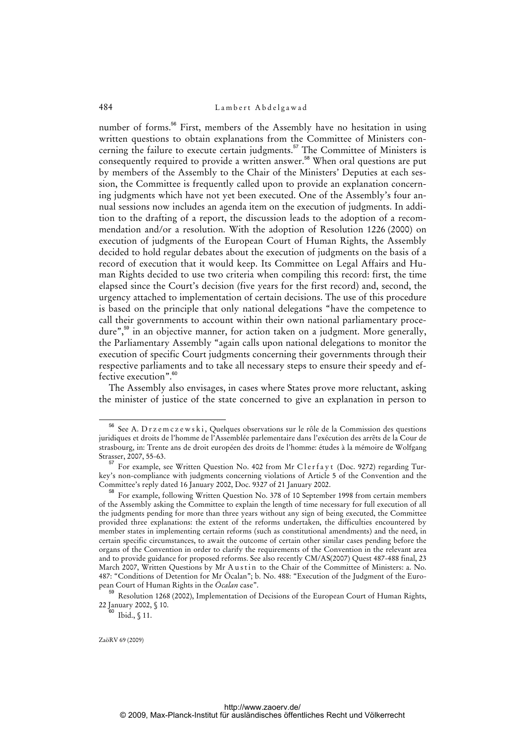number of forms.[56] First, members of the Assembly have no hesitation in using written questions to obtain explanations from the Committee of Ministers concerning the failure to execute certain judgments.[57] The Committee of Ministers is consequently required to provide a written answer.[58] When oral questions are put by members of the Assembly to the Chair of the Ministers' Deputies at each session, the Committee is frequently called upon to provide an explanation concerning judgments which have not yet been executed. One of the Assembly's four annual sessions now includes an agenda item on the execution of judgments. In addition to the drafting of a report, the discussion leads to the adoption of a recommendation and/or a resolution. With the adoption of Resolution 1226 (2000) on execution of judgments of the European Court of Human Rights, the Assembly decided to hold regular debates about the execution of judgments on the basis of a record of execution that it would keep. Its Committee on Legal Affairs and Human Rights decided to use two criteria when compiling this record: first, the time elapsed since the Court's decision (five years for the first record) and, second, the urgency attached to implementation of certain decisions. The use of this procedure is based on the principle that only national delegations "have the competence to call their governments to account within their own national parliamentary procedure",[59] in an objective manner, for action taken on a judgment. More generally, the Parliamentary Assembly "again calls upon national delegations to monitor the execution of specific Court judgments concerning their governments through their respective parliaments and to take all necessary steps to ensure their speedy and effective execution".[60]

The Assembly also envisages, in cases where States prove more reluctant, asking the minister of justice of the state concerned to give an explanation in person to

---

[56] See A. Drzemczewski, Quelques observations sur le rôle de la Commission des questions juridiques et droits de l'homme de l'Assemblée parlementaire dans l'exécution des arrêts de la Cour de strasbourg, in: Trente ans de droit européen des droits de l'homme: études à la mémoire de Wolfgang Strasser, 2007, 55-63.

[57] For example, see Written Question No. 402 from Mr Clerfayt (Doc. 9272) regarding Turkey's non-compliance with judgments concerning violations of Article 5 of the Convention and the Committee's reply dated 16 January 2002, Doc. 9327 of 21 January 2002.

[58] For example, following Written Question No. 378 of 10 September 1998 from certain members of the Assembly asking the Committee to explain the length of time necessary for full execution of all the judgments pending for more than three years without any sign of being executed, the Committee provided three explanations: the extent of the reforms undertaken, the difficulties encountered by member states in implementing certain reforms (such as constitutional amendments) and the need, in certain specific circumstances, to await the outcome of certain other similar cases pending before the organs of the Convention in order to clarify the requirements of the Convention in the relevant area and to provide guidance for proposed reforms. See also recently CM/AS(2007) Quest 487-488 final, 23 March 2007, Written Questions by Mr Austin to the Chair of the Committee of Ministers: a. No. 487: "Conditions of Detention for Mr Öcalan"; b. No. 488: "Execution of the Judgment of the European Court of Human Rights in the *Öcalan* case".

[59] Resolution 1268 (2002), Implementation of Decisions of the European Court of Human Rights, 22 January 2002, § 10.

[60] Ibid., § 11.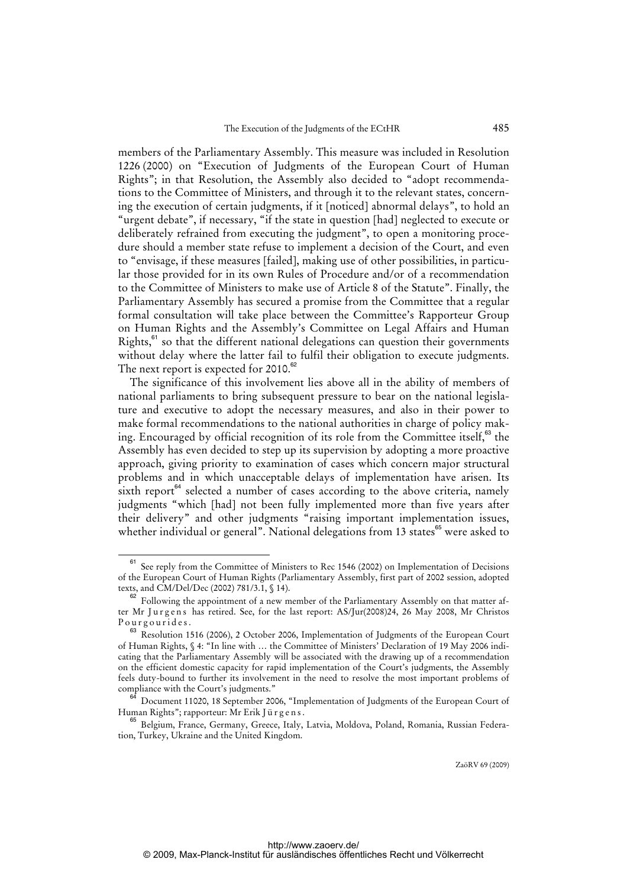members of the Parliamentary Assembly. This measure was included in Resolution 1226 (2000) on "Execution of Judgments of the European Court of Human Rights"; in that Resolution, the Assembly also decided to "adopt recommendations to the Committee of Ministers, and through it to the relevant states, concerning the execution of certain judgments, if it [noticed] abnormal delays", to hold an "urgent debate", if necessary, "if the state in question [had] neglected to execute or deliberately refrained from executing the judgment", to open a monitoring procedure should a member state refuse to implement a decision of the Court, and even to "envisage, if these measures [failed], making use of other possibilities, in particular those provided for in its own Rules of Procedure and/or of a recommendation to the Committee of Ministers to make use of Article 8 of the Statute". Finally, the Parliamentary Assembly has secured a promise from the Committee that a regular formal consultation will take place between the Committee's Rapporteur Group on Human Rights and the Assembly's Committee on Legal Affairs and Human Rights,[61] so that the different national delegations can question their governments without delay where the latter fail to fulfil their obligation to execute judgments. The next report is expected for 2010.[62]

The significance of this involvement lies above all in the ability of members of national parliaments to bring subsequent pressure to bear on the national legislature and executive to adopt the necessary measures, and also in their power to make formal recommendations to the national authorities in charge of policy making. Encouraged by official recognition of its role from the Committee itself,[63] the Assembly has even decided to step up its supervision by adopting a more proactive approach, giving priority to examination of cases which concern major structural problems and in which unacceptable delays of implementation have arisen. Its sixth report[64] selected a number of cases according to the above criteria, namely judgments "which [had] not been fully implemented more than five years after their delivery" and other judgments "raising important implementation issues, whether individual or general". National delegations from 13 states[65] were asked to

---

[61] See reply from the Committee of Ministers to Rec 1546 (2002) on Implementation of Decisions of the European Court of Human Rights (Parliamentary Assembly, first part of 2002 session, adopted texts, and CM/Del/Dec (2002) 781/3.1, § 14).

[62] Following the appointment of a new member of the Parliamentary Assembly on that matter after Mr Jurgens has retired. See, for the last report: AS/Jur(2008)24, 26 May 2008, Mr Christos Pourgourides.

[63] Resolution 1516 (2006), 2 October 2006, Implementation of Judgments of the European Court of Human Rights, § 4: "In line with … the Committee of Ministers' Declaration of 19 May 2006 indicating that the Parliamentary Assembly will be associated with the drawing up of a recommendation on the efficient domestic capacity for rapid implementation of the Court's judgments, the Assembly feels duty-bound to further its involvement in the need to resolve the most important problems of compliance with the Court's judgments."

[64] Document 11020, 18 September 2006, "Implementation of Judgments of the European Court of Human Rights"; rapporteur: Mr Erik Jürgens.

[65] Belgium, France, Germany, Greece, Italy, Latvia, Moldova, Poland, Romania, Russian Federation, Turkey, Ukraine and the United Kingdom.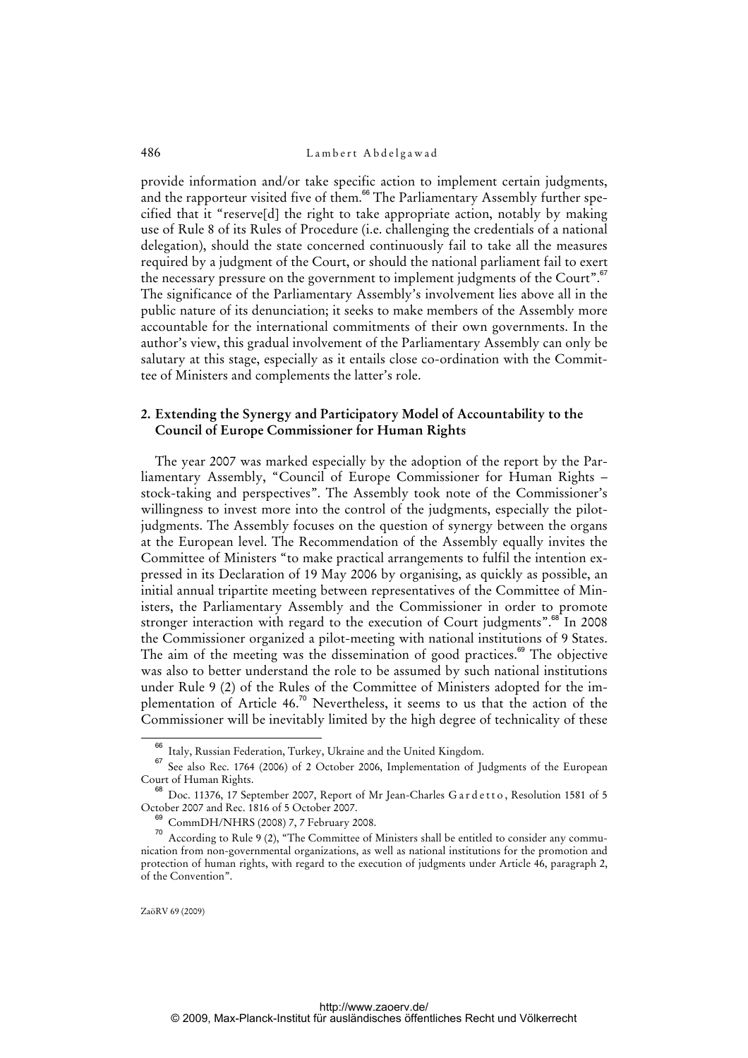provide information and/or take specific action to implement certain judgments, and the rapporteur visited five of them.[66] The Parliamentary Assembly further specified that it "reserve[d] the right to take appropriate action, notably by making use of Rule 8 of its Rules of Procedure (i.e. challenging the credentials of a national delegation), should the state concerned continuously fail to take all the measures required by a judgment of the Court, or should the national parliament fail to exert the necessary pressure on the government to implement judgments of the Court".[67] The significance of the Parliamentary Assembly's involvement lies above all in the public nature of its denunciation; it seeks to make members of the Assembly more accountable for the international commitments of their own governments. In the author's view, this gradual involvement of the Parliamentary Assembly can only be salutary at this stage, especially as it entails close co-ordination with the Committee of Ministers and complements the latter's role.

### 2. Extending the Synergy and Participatory Model of Accountability to the Council of Europe Commissioner for Human Rights

The year 2007 was marked especially by the adoption of the report by the Parliamentary Assembly, "Council of Europe Commissioner for Human Rights – stock-taking and perspectives". The Assembly took note of the Commissioner's willingness to invest more into the control of the judgments, especially the pilot-judgments. The Assembly focuses on the question of synergy between the organs at the European level. The Recommendation of the Assembly equally invites the Committee of Ministers "to make practical arrangements to fulfil the intention expressed in its Declaration of 19 May 2006 by organising, as quickly as possible, an initial annual tripartite meeting between representatives of the Committee of Ministers, the Parliamentary Assembly and the Commissioner in order to promote stronger interaction with regard to the execution of Court judgments".[68] In 2008 the Commissioner organized a pilot-meeting with national institutions of 9 States. The aim of the meeting was the dissemination of good practices.[69] The objective was also to better understand the role to be assumed by such national institutions under Rule 9 (2) of the Rules of the Committee of Ministers adopted for the implementation of Article 46.[70] Nevertheless, it seems to us that the action of the Commissioner will be inevitably limited by the high degree of technicality of these

---

[66] Italy, Russian Federation, Turkey, Ukraine and the United Kingdom.

[67] See also Rec. 1764 (2006) of 2 October 2006, Implementation of Judgments of the European Court of Human Rights.

[68] Doc. 11376, 17 September 2007, Report of Mr Jean-Charles Gardetto, Resolution 1581 of 5 October 2007 and Rec. 1816 of 5 October 2007.

[69] CommDH/NHRS (2008) 7, 7 February 2008.

[70] According to Rule 9 (2), "The Committee of Ministers shall be entitled to consider any communication from non-governmental organizations, as well as national institutions for the promotion and protection of human rights, with regard to the execution of judgments under Article 46, paragraph 2, of the Convention".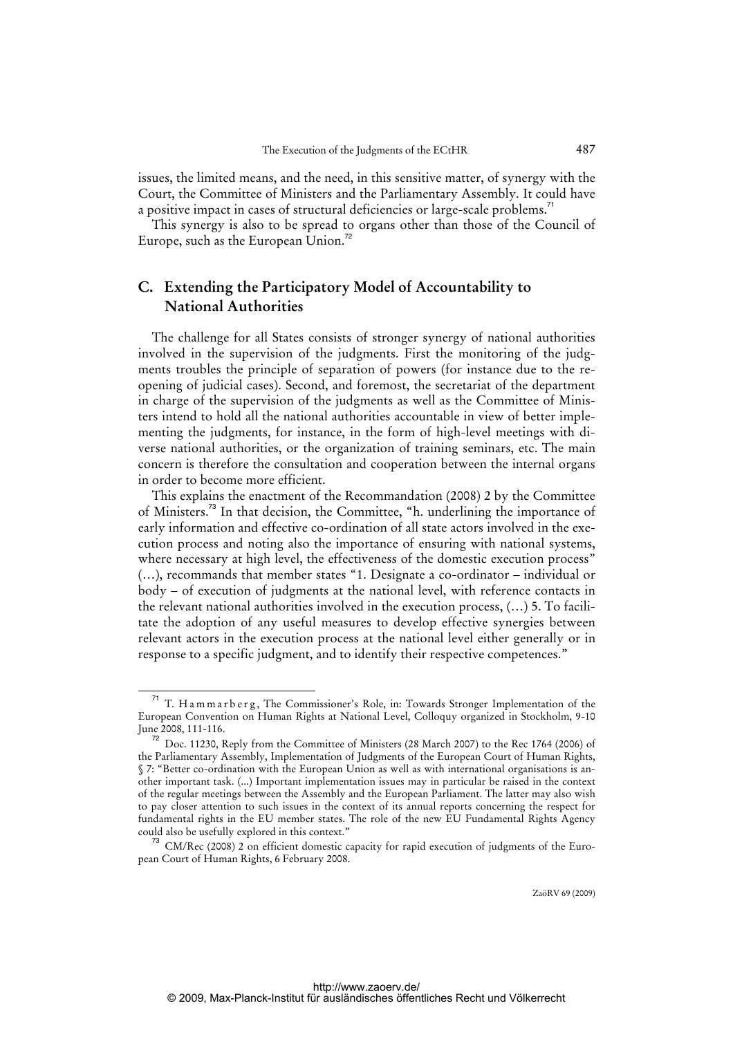issues, the limited means, and the need, in this sensitive matter, of synergy with the Court, the Committee of Ministers and the Parliamentary Assembly. It could have a positive impact in cases of structural deficiencies or large-scale problems.[71]

This synergy is also to be spread to organs other than those of the Council of Europe, such as the European Union.[72]

## C. Extending the Participatory Model of Accountability to National Authorities

The challenge for all States consists of stronger synergy of national authorities involved in the supervision of the judgments. First the monitoring of the judgments troubles the principle of separation of powers (for instance due to the reopening of judicial cases). Second, and foremost, the secretariat of the department in charge of the supervision of the judgments as well as the Committee of Ministers intend to hold all the national authorities accountable in view of better implementing the judgments, for instance, in the form of high-level meetings with diverse national authorities, or the organization of training seminars, etc. The main concern is therefore the consultation and cooperation between the internal organs in order to become more efficient.

This explains the enactment of the Recommandation (2008) 2 by the Committee of Ministers.[73] In that decision, the Committee, "h. underlining the importance of early information and effective co-ordination of all state actors involved in the execution process and noting also the importance of ensuring with national systems, where necessary at high level, the effectiveness of the domestic execution process" (…), recommands that member states "1. Designate a co-ordinator – individual or body – of execution of judgments at the national level, with reference contacts in the relevant national authorities involved in the execution process, (…) 5. To facilitate the adoption of any useful measures to develop effective synergies between relevant actors in the execution process at the national level either generally or in response to a specific judgment, and to identify their respective competences."

---

[71] T. Hammarberg, The Commissioner's Role, in: Towards Stronger Implementation of the European Convention on Human Rights at National Level, Colloquy organized in Stockholm, 9-10 June 2008, 111-116.

[72] Doc. 11230, Reply from the Committee of Ministers (28 March 2007) to the Rec 1764 (2006) of the Parliamentary Assembly, Implementation of Judgments of the European Court of Human Rights, § 7: "Better co-ordination with the European Union as well as with international organisations is another important task. (...) Important implementation issues may in particular be raised in the context of the regular meetings between the Assembly and the European Parliament. The latter may also wish to pay closer attention to such issues in the context of its annual reports concerning the respect for fundamental rights in the EU member states. The role of the new EU Fundamental Rights Agency could also be usefully explored in this context."

[73] CM/Rec (2008) 2 on efficient domestic capacity for rapid execution of judgments of the European Court of Human Rights, 6 February 2008.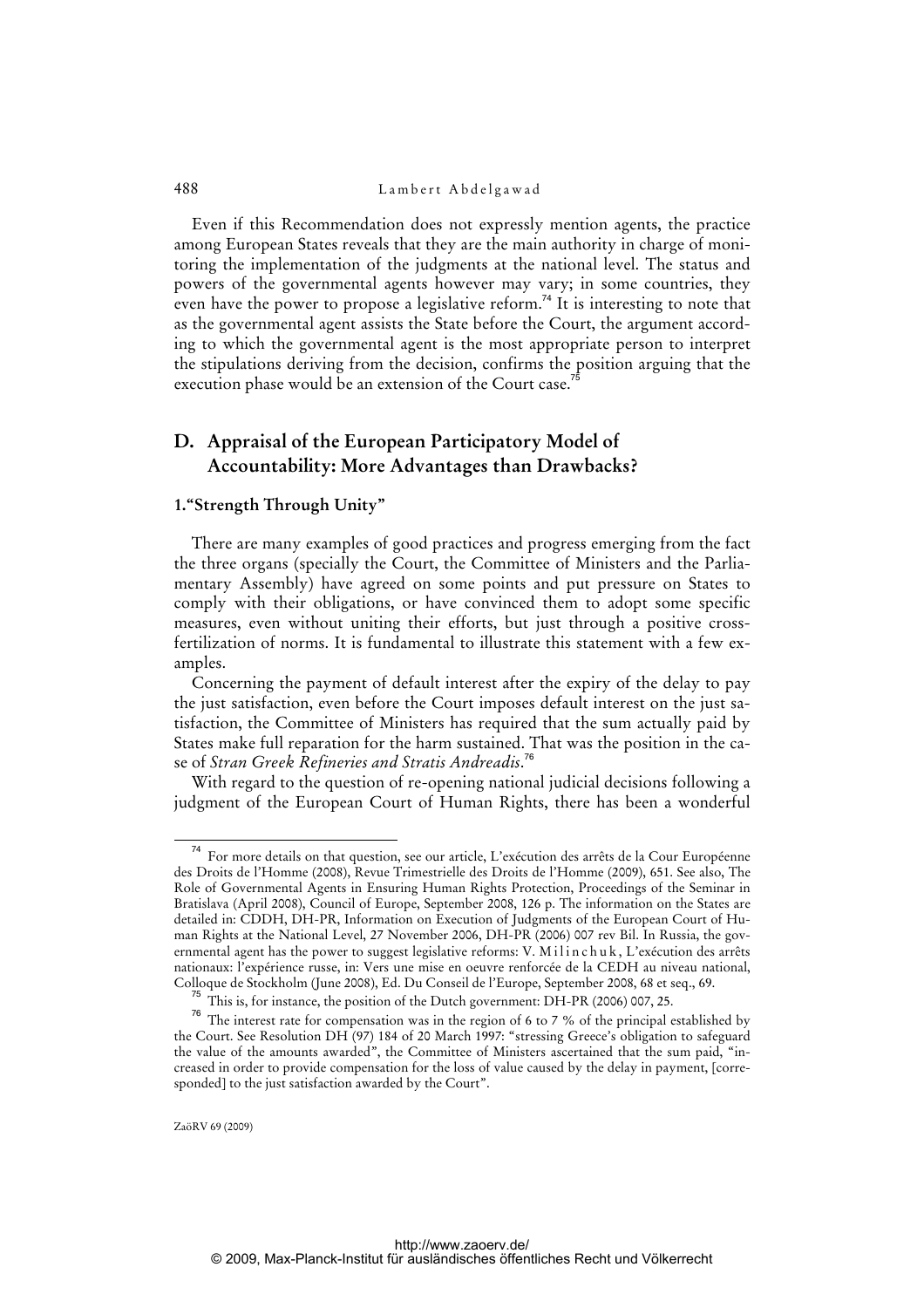Even if this Recommendation does not expressly mention agents, the practice among European States reveals that they are the main authority in charge of monitoring the implementation of the judgments at the national level. The status and powers of the governmental agents however may vary; in some countries, they even have the power to propose a legislative reform.[74] It is interesting to note that as the governmental agent assists the State before the Court, the argument according to which the governmental agent is the most appropriate person to interpret the stipulations deriving from the decision, confirms the position arguing that the execution phase would be an extension of the Court case.[75]

## D. Appraisal of the European Participatory Model of Accountability: More Advantages than Drawbacks?

### 1. "Strength Through Unity"

There are many examples of good practices and progress emerging from the fact the three organs (specially the Court, the Committee of Ministers and the Parliamentary Assembly) have agreed on some points and put pressure on States to comply with their obligations, or have convinced them to adopt some specific measures, even without uniting their efforts, but just through a positive cross-fertilization of norms. It is fundamental to illustrate this statement with a few examples.

Concerning the payment of default interest after the expiry of the delay to pay the just satisfaction, even before the Court imposes default interest on the just satisfaction, the Committee of Ministers has required that the sum actually paid by States make full reparation for the harm sustained. That was the position in the case of *Stran Greek Refineries and Stratis Andreadis*.[76]

With regard to the question of re-opening national judicial decisions following a judgment of the European Court of Human Rights, there has been a wonderful

---

[74] For more details on that question, see our article, L'exécution des arrêts de la Cour Européenne des Droits de l'Homme (2008), Revue Trimestrielle des Droits de l'Homme (2009), 651. See also, The Role of Governmental Agents in Ensuring Human Rights Protection, Proceedings of the Seminar in Bratislava (April 2008), Council of Europe, September 2008, 126 p. The information on the States are detailed in: CDDH, DH-PR, Information on Execution of Judgments of the European Court of Human Rights at the National Level, 27 November 2006, DH-PR (2006) 007 rev Bil. In Russia, the governmental agent has the power to suggest legislative reforms: V. Milinchuk, L'exécution des arrêts nationaux: l'expérience russe, in: Vers une mise en oeuvre renforcée de la CEDH au niveau national, Colloque de Stockholm (June 2008), Ed. Du Conseil de l'Europe, September 2008, 68 et seq., 69.

[75] This is, for instance, the position of the Dutch government: DH-PR (2006) 007, 25.

[76] The interest rate for compensation was in the region of 6 to 7 % of the principal established by the Court. See Resolution DH (97) 184 of 20 March 1997: "stressing Greece's obligation to safeguard the value of the amounts awarded", the Committee of Ministers ascertained that the sum paid, "increased in order to provide compensation for the loss of value caused by the delay in payment, [corresponded] to the just satisfaction awarded by the Court".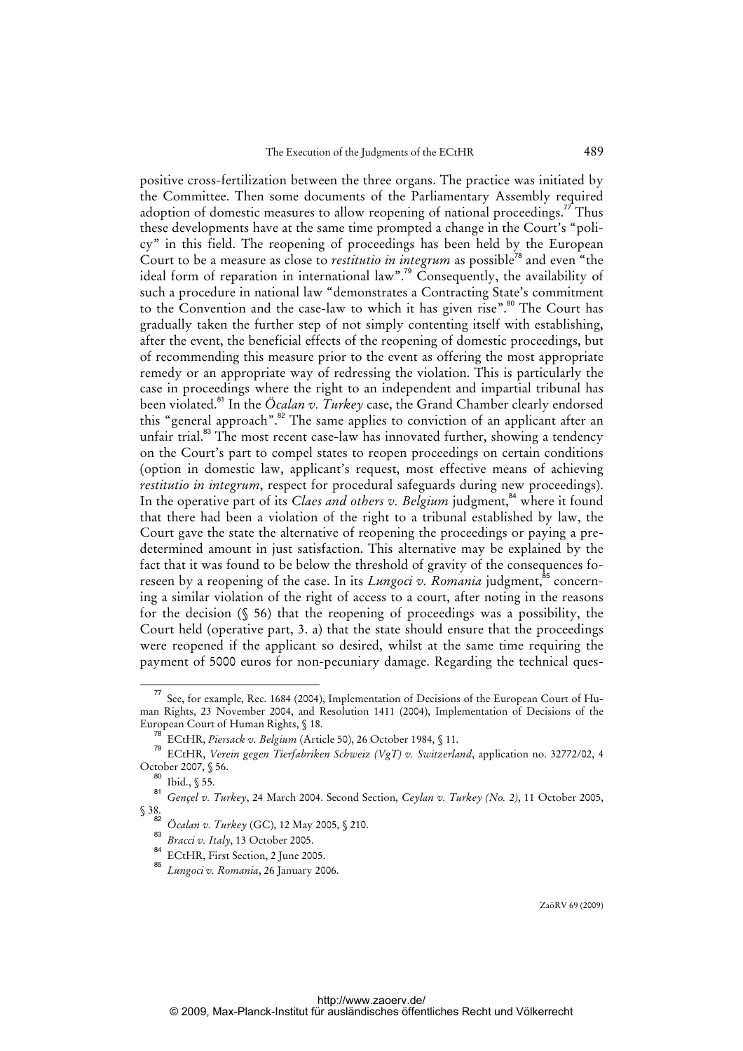positive cross-fertilization between the three organs. The practice was initiated by the Committee. Then some documents of the Parliamentary Assembly required adoption of domestic measures to allow reopening of national proceedings.[77] Thus these developments have at the same time prompted a change in the Court's "policy" in this field. The reopening of proceedings has been held by the European Court to be a measure as close to *restitutio in integrum* as possible[78] and even "the ideal form of reparation in international law".[79] Consequently, the availability of such a procedure in national law "demonstrates a Contracting State's commitment to the Convention and the case-law to which it has given rise".[80] The Court has gradually taken the further step of not simply contenting itself with establishing, after the event, the beneficial effects of the reopening of domestic proceedings, but of recommending this measure prior to the event as offering the most appropriate remedy or an appropriate way of redressing the violation. This is particularly the case in proceedings where the right to an independent and impartial tribunal has been violated.[81] In the *Öcalan v. Turkey* case, the Grand Chamber clearly endorsed this "general approach".[82] The same applies to conviction of an applicant after an unfair trial.[83] The most recent case-law has innovated further, showing a tendency on the Court's part to compel states to reopen proceedings on certain conditions (option in domestic law, applicant's request, most effective means of achieving *restitutio in integrum*, respect for procedural safeguards during new proceedings). In the operative part of its *Claes and others v. Belgium* judgment,[84] where it found that there had been a violation of the right to a tribunal established by law, the Court gave the state the alternative of reopening the proceedings or paying a predetermined amount in just satisfaction. This alternative may be explained by the fact that it was found to be below the threshold of gravity of the consequences foreseen by a reopening of the case. In its *Lungoci v. Romania* judgment,[85] concerning a similar violation of the right of access to a court, after noting in the reasons for the decision (§ 56) that the reopening of proceedings was a possibility, the Court held (operative part, 3. a) that the state should ensure that the proceedings were reopened if the applicant so desired, whilst at the same time requiring the payment of 5000 euros for non-pecuniary damage. Regarding the technical ques-

---

[77] See, for example, Rec. 1684 (2004), Implementation of Decisions of the European Court of Human Rights, 23 November 2004, and Resolution 1411 (2004), Implementation of Decisions of the European Court of Human Rights, § 18.

[78] ECtHR, *Piersack v. Belgium* (Article 50), 26 October 1984, § 11.

[79] ECtHR, *Verein gegen Tierfabriken Schweiz (VgT) v. Switzerland*, application no. 32772/02, 4 October 2007, § 56.

[80] Ibid., § 55.

[81] *Gençel v. Turkey*, 24 March 2004. Second Section, *Ceylan v. Turkey (No. 2)*, 11 October 2005, § 38.

[82] *Öcalan v. Turkey* (GC), 12 May 2005, § 210.

[83] *Bracci v. Italy*, 13 October 2005.

[84] ECtHR, First Section, 2 June 2005.

[85] *Lungoci v. Romania*, 26 January 2006.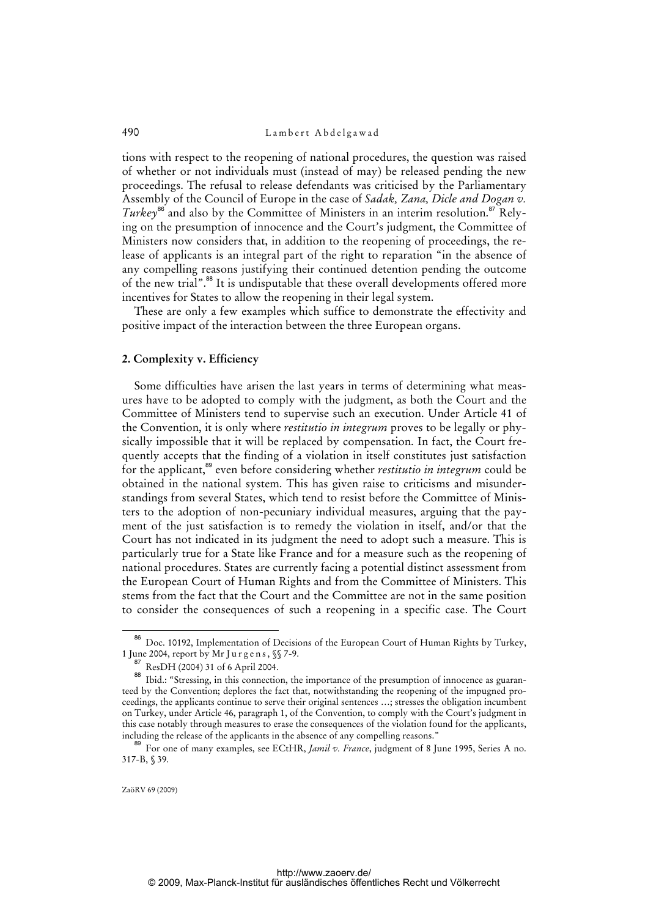tions with respect to the reopening of national procedures, the question was raised of whether or not individuals must (instead of may) be released pending the new proceedings. The refusal to release defendants was criticised by the Parliamentary Assembly of the Council of Europe in the case of *Sadak, Zana, Dicle and Dogan v. Turkey*[86] and also by the Committee of Ministers in an interim resolution.[87] Relying on the presumption of innocence and the Court's judgment, the Committee of Ministers now considers that, in addition to the reopening of proceedings, the release of applicants is an integral part of the right to reparation "in the absence of any compelling reasons justifying their continued detention pending the outcome of the new trial".[88] It is undisputable that these overall developments offered more incentives for States to allow the reopening in their legal system.

These are only a few examples which suffice to demonstrate the effectivity and positive impact of the interaction between the three European organs.

### 2. Complexity v. Efficiency

Some difficulties have arisen the last years in terms of determining what measures have to be adopted to comply with the judgment, as both the Court and the Committee of Ministers tend to supervise such an execution. Under Article 41 of the Convention, it is only where *restitutio in integrum* proves to be legally or physically impossible that it will be replaced by compensation. In fact, the Court frequently accepts that the finding of a violation in itself constitutes just satisfaction for the applicant,[89] even before considering whether *restitutio in integrum* could be obtained in the national system. This has given raise to criticisms and misunderstandings from several States, which tend to resist before the Committee of Ministers to the adoption of non-pecuniary individual measures, arguing that the payment of the just satisfaction is to remedy the violation in itself, and/or that the Court has not indicated in its judgment the need to adopt such a measure. This is particularly true for a State like France and for a measure such as the reopening of national procedures. States are currently facing a potential distinct assessment from the European Court of Human Rights and from the Committee of Ministers. This stems from the fact that the Court and the Committee are not in the same position to consider the consequences of such a reopening in a specific case. The Court

---

[86] Doc. 10192, Implementation of Decisions of the European Court of Human Rights by Turkey, 1 June 2004, report by Mr Jurgens, §§ 7-9.

[87] ResDH (2004) 31 of 6 April 2004.

[88] Ibid.: "Stressing, in this connection, the importance of the presumption of innocence as guaranteed by the Convention; deplores the fact that, notwithstanding the reopening of the impugned proceedings, the applicants continue to serve their original sentences …; stresses the obligation incumbent on Turkey, under Article 46, paragraph 1, of the Convention, to comply with the Court's judgment in this case notably through measures to erase the consequences of the violation found for the applicants, including the release of the applicants in the absence of any compelling reasons."

[89] For one of many examples, see ECtHR, *Jamil v. France*, judgment of 8 June 1995, Series A no. 317-B, § 39.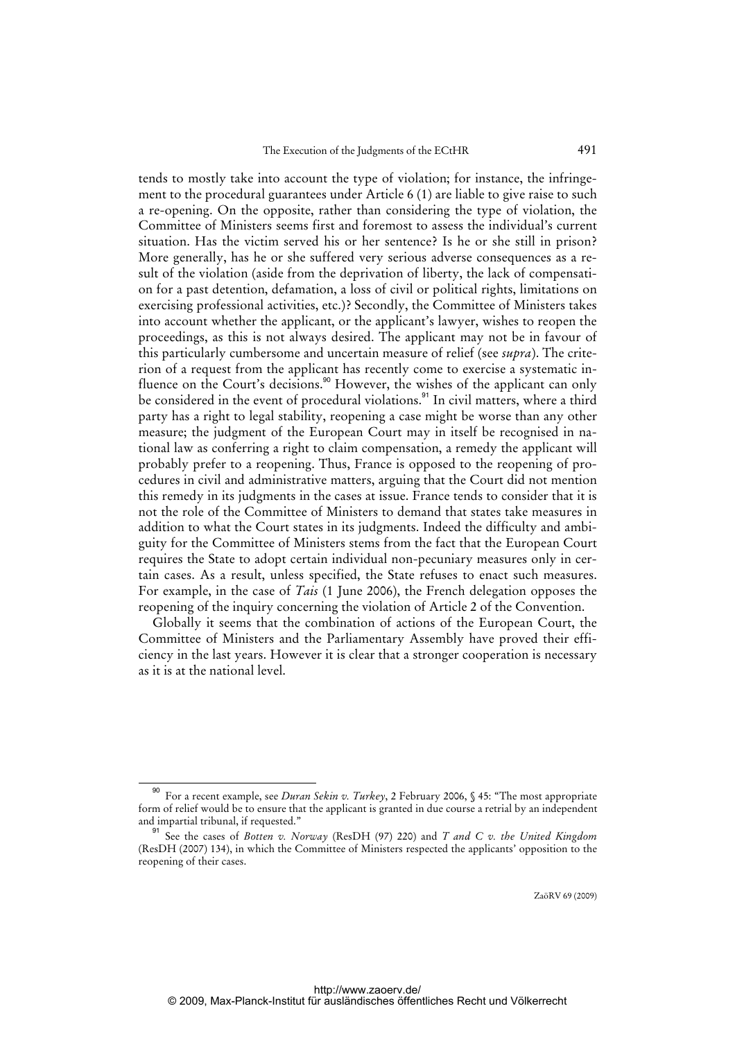tends to mostly take into account the type of violation; for instance, the infringement to the procedural guarantees under Article 6 (1) are liable to give raise to such a re-opening. On the opposite, rather than considering the type of violation, the Committee of Ministers seems first and foremost to assess the individual's current situation. Has the victim served his or her sentence? Is he or she still in prison? More generally, has he or she suffered very serious adverse consequences as a result of the violation (aside from the deprivation of liberty, the lack of compensation for a past detention, defamation, a loss of civil or political rights, limitations on exercising professional activities, etc.)? Secondly, the Committee of Ministers takes into account whether the applicant, or the applicant's lawyer, wishes to reopen the proceedings, as this is not always desired. The applicant may not be in favour of this particularly cumbersome and uncertain measure of relief (see *supra*). The criterion of a request from the applicant has recently come to exercise a systematic influence on the Court's decisions.[90] However, the wishes of the applicant can only be considered in the event of procedural violations.[91] In civil matters, where a third party has a right to legal stability, reopening a case might be worse than any other measure; the judgment of the European Court may in itself be recognised in national law as conferring a right to claim compensation, a remedy the applicant will probably prefer to a reopening. Thus, France is opposed to the reopening of procedures in civil and administrative matters, arguing that the Court did not mention this remedy in its judgments in the cases at issue. France tends to consider that it is not the role of the Committee of Ministers to demand that states take measures in addition to what the Court states in its judgments. Indeed the difficulty and ambiguity for the Committee of Ministers stems from the fact that the European Court requires the State to adopt certain individual non-pecuniary measures only in certain cases. As a result, unless specified, the State refuses to enact such measures. For example, in the case of *Tais* (1 June 2006), the French delegation opposes the reopening of the inquiry concerning the violation of Article 2 of the Convention.

Globally it seems that the combination of actions of the European Court, the Committee of Ministers and the Parliamentary Assembly have proved their efficiency in the last years. However it is clear that a stronger cooperation is necessary as it is at the national level.

---

[90] For a recent example, see *Duran Sekin v. Turkey*, 2 February 2006, § 45: "The most appropriate form of relief would be to ensure that the applicant is granted in due course a retrial by an independent and impartial tribunal, if requested."

[91] See the cases of *Botten v. Norway* (ResDH (97) 220) and *T and C v. the United Kingdom* (ResDH (2007) 134), in which the Committee of Ministers respected the applicants' opposition to the reopening of their cases.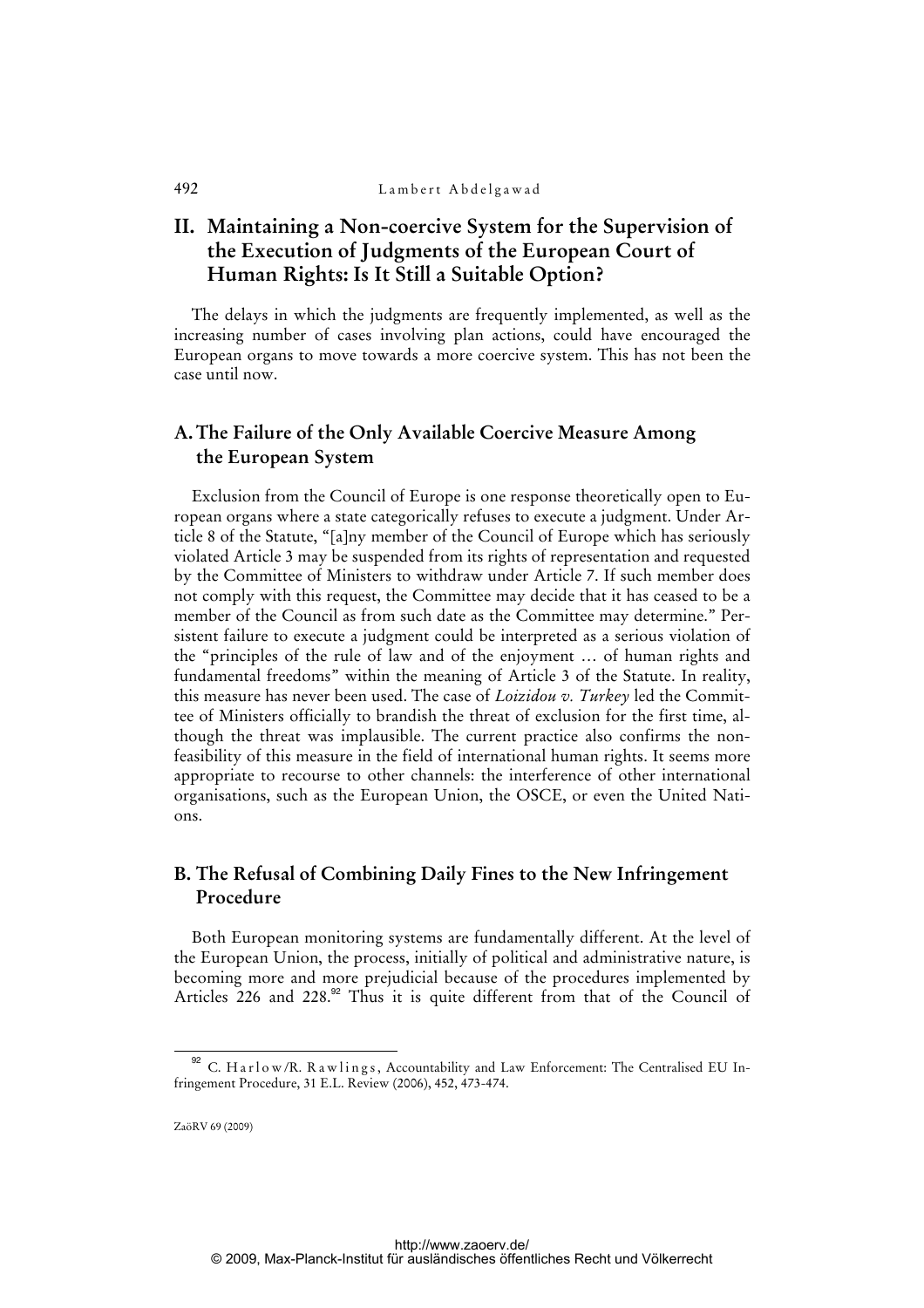## II. Maintaining a Non-coercive System for the Supervision of the Execution of Judgments of the European Court of Human Rights: Is It Still a Suitable Option?

The delays in which the judgments are frequently implemented, as well as the increasing number of cases involving plan actions, could have encouraged the European organs to move towards a more coercive system. This has not been the case until now.

### A. The Failure of the Only Available Coercive Measure Among the European System

Exclusion from the Council of Europe is one response theoretically open to European organs where a state categorically refuses to execute a judgment. Under Article 8 of the Statute, "[a]ny member of the Council of Europe which has seriously violated Article 3 may be suspended from its rights of representation and requested by the Committee of Ministers to withdraw under Article 7. If such member does not comply with this request, the Committee may decide that it has ceased to be a member of the Council as from such date as the Committee may determine." Persistent failure to execute a judgment could be interpreted as a serious violation of the "principles of the rule of law and of the enjoyment … of human rights and fundamental freedoms" within the meaning of Article 3 of the Statute. In reality, this measure has never been used. The case of *Loizidou v. Turkey* led the Committee of Ministers officially to brandish the threat of exclusion for the first time, although the threat was implausible. The current practice also confirms the non-feasibility of this measure in the field of international human rights. It seems more appropriate to recourse to other channels: the interference of other international organisations, such as the European Union, the OSCE, or even the United Nations.

### B. The Refusal of Combining Daily Fines to the New Infringement Procedure

Both European monitoring systems are fundamentally different. At the level of the European Union, the process, initially of political and administrative nature, is becoming more and more prejudicial because of the procedures implemented by Articles 226 and 228.[92] Thus it is quite different from that of the Council of

[92] C. Harlow/R. Rawlings, Accountability and Law Enforcement: The Centralised EU Infringement Procedure, 31 E.L. Review (2006), 452, 473-474.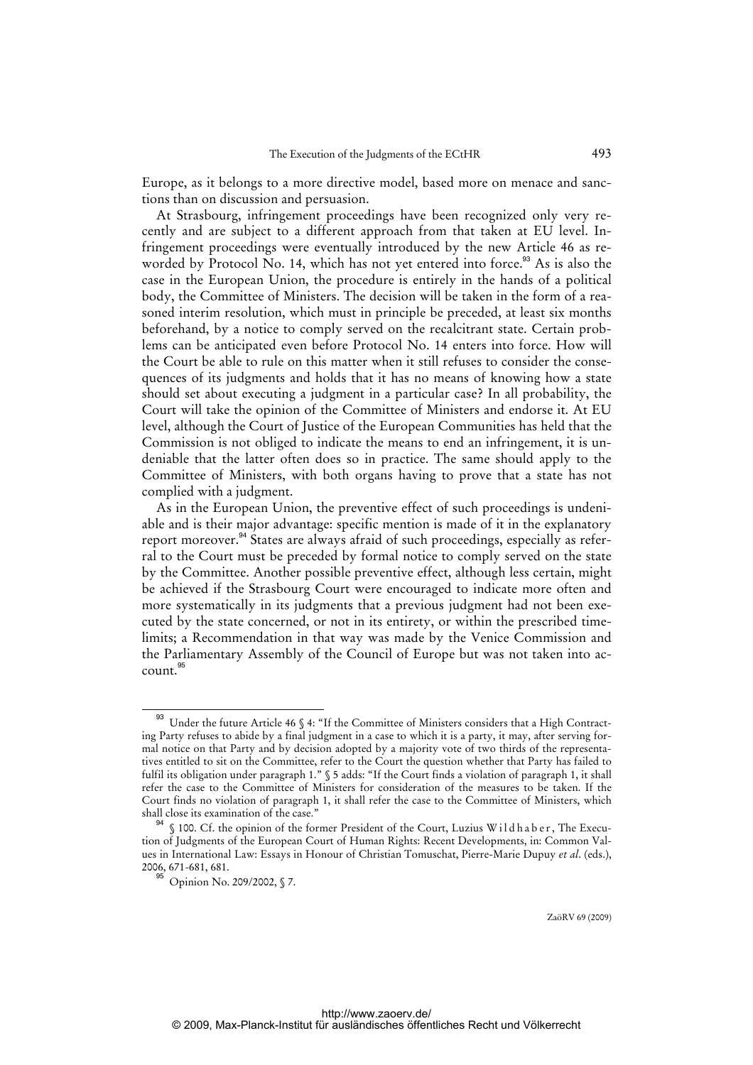Europe, as it belongs to a more directive model, based more on menace and sanctions than on discussion and persuasion.

At Strasbourg, infringement proceedings have been recognized only very recently and are subject to a different approach from that taken at EU level. Infringement proceedings were eventually introduced by the new Article 46 as reworded by Protocol No. 14, which has not yet entered into force.[93] As is also the case in the European Union, the procedure is entirely in the hands of a political body, the Committee of Ministers. The decision will be taken in the form of a reasoned interim resolution, which must in principle be preceded, at least six months beforehand, by a notice to comply served on the recalcitrant state. Certain problems can be anticipated even before Protocol No. 14 enters into force. How will the Court be able to rule on this matter when it still refuses to consider the consequences of its judgments and holds that it has no means of knowing how a state should set about executing a judgment in a particular case? In all probability, the Court will take the opinion of the Committee of Ministers and endorse it. At EU level, although the Court of Justice of the European Communities has held that the Commission is not obliged to indicate the means to end an infringement, it is undeniable that the latter often does so in practice. The same should apply to the Committee of Ministers, with both organs having to prove that a state has not complied with a judgment.

As in the European Union, the preventive effect of such proceedings is undeniable and is their major advantage: specific mention is made of it in the explanatory report moreover.[94] States are always afraid of such proceedings, especially as referral to the Court must be preceded by formal notice to comply served on the state by the Committee. Another possible preventive effect, although less certain, might be achieved if the Strasbourg Court were encouraged to indicate more often and more systematically in its judgments that a previous judgment had not been executed by the state concerned, or not in its entirety, or within the prescribed time-limits; a Recommendation in that way was made by the Venice Commission and the Parliamentary Assembly of the Council of Europe but was not taken into account.[95]

---

[93] Under the future Article 46 § 4: "If the Committee of Ministers considers that a High Contracting Party refuses to abide by a final judgment in a case to which it is a party, it may, after serving formal notice on that Party and by decision adopted by a majority vote of two thirds of the representatives entitled to sit on the Committee, refer to the Court the question whether that Party has failed to fulfil its obligation under paragraph 1." § 5 adds: "If the Court finds a violation of paragraph 1, it shall refer the case to the Committee of Ministers for consideration of the measures to be taken. If the Court finds no violation of paragraph 1, it shall refer the case to the Committee of Ministers, which shall close its examination of the case."

[94] § 100. Cf. the opinion of the former President of the Court, Luzius Wildhaber, The Execution of Judgments of the European Court of Human Rights: Recent Developments, in: Common Values in International Law: Essays in Honour of Christian Tomuschat, Pierre-Marie Dupuy *et al.* (eds.), 2006, 671-681, 681.

[95] Opinion No. 209/2002, § 7.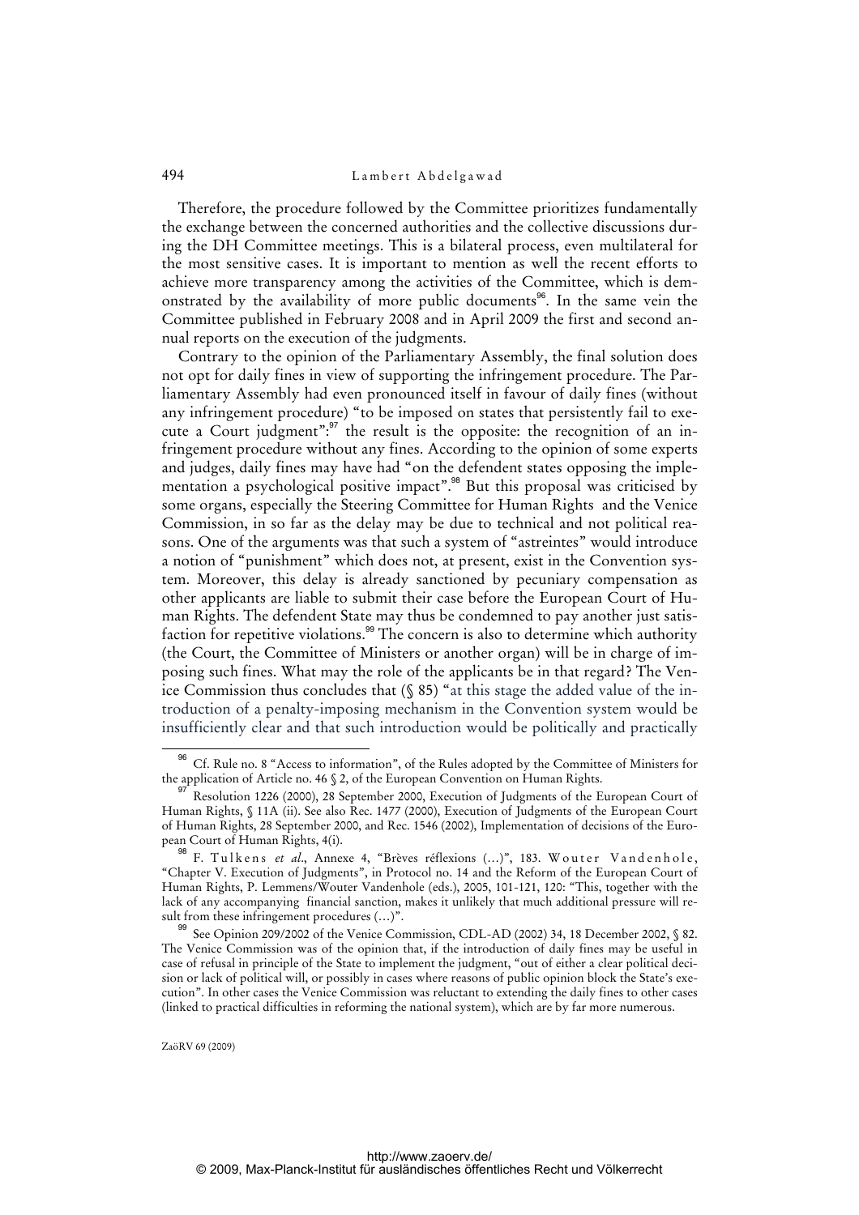Therefore, the procedure followed by the Committee prioritizes fundamentally the exchange between the concerned authorities and the collective discussions during the DH Committee meetings. This is a bilateral process, even multilateral for the most sensitive cases. It is important to mention as well the recent efforts to achieve more transparency among the activities of the Committee, which is demonstrated by the availability of more public documents[96]. In the same vein the Committee published in February 2008 and in April 2009 the first and second annual reports on the execution of the judgments.

Contrary to the opinion of the Parliamentary Assembly, the final solution does not opt for daily fines in view of supporting the infringement procedure. The Parliamentary Assembly had even pronounced itself in favour of daily fines (without any infringement procedure) "to be imposed on states that persistently fail to execute a Court judgment":[97] the result is the opposite: the recognition of an infringement procedure without any fines. According to the opinion of some experts and judges, daily fines may have had "on the defendent states opposing the implementation a psychological positive impact".[98] But this proposal was criticised by some organs, especially the Steering Committee for Human Rights and the Venice Commission, in so far as the delay may be due to technical and not political reasons. One of the arguments was that such a system of "astreintes" would introduce a notion of "punishment" which does not, at present, exist in the Convention system. Moreover, this delay is already sanctioned by pecuniary compensation as other applicants are liable to submit their case before the European Court of Human Rights. The defendent State may thus be condemned to pay another just satisfaction for repetitive violations.[99] The concern is also to determine which authority (the Court, the Committee of Ministers or another organ) will be in charge of imposing such fines. What may the role of the applicants be in that regard? The Venice Commission thus concludes that (§ 85) "at this stage the added value of the introduction of a penalty-imposing mechanism in the Convention system would be insufficiently clear and that such introduction would be politically and practically

---

[96] Cf. Rule no. 8 "Access to information", of the Rules adopted by the Committee of Ministers for the application of Article no. 46 § 2, of the European Convention on Human Rights.

[97] Resolution 1226 (2000), 28 September 2000, Execution of Judgments of the European Court of Human Rights, § 11A (ii). See also Rec. 1477 (2000), Execution of Judgments of the European Court of Human Rights, 28 September 2000, and Rec. 1546 (2002), Implementation of decisions of the European Court of Human Rights, 4(i).

[98] F. Tulkens *et al*., Annexe 4, "Brèves réflexions (...)", 183. Wouter Vandenhole, "Chapter V. Execution of Judgments", in Protocol no. 14 and the Reform of the European Court of Human Rights, P. Lemmens/Wouter Vandenhole (eds.), 2005, 101-121, 120: "This, together with the lack of any accompanying financial sanction, makes it unlikely that much additional pressure will result from these infringement procedures (...)".

[99] See Opinion 209/2002 of the Venice Commission, CDL-AD (2002) 34, 18 December 2002, § 82. The Venice Commission was of the opinion that, if the introduction of daily fines may be useful in case of refusal in principle of the State to implement the judgment, "out of either a clear political decision or lack of political will, or possibly in cases where reasons of public opinion block the State's execution". In other cases the Venice Commission was reluctant to extending the daily fines to other cases (linked to practical difficulties in reforming the national system), which are by far more numerous.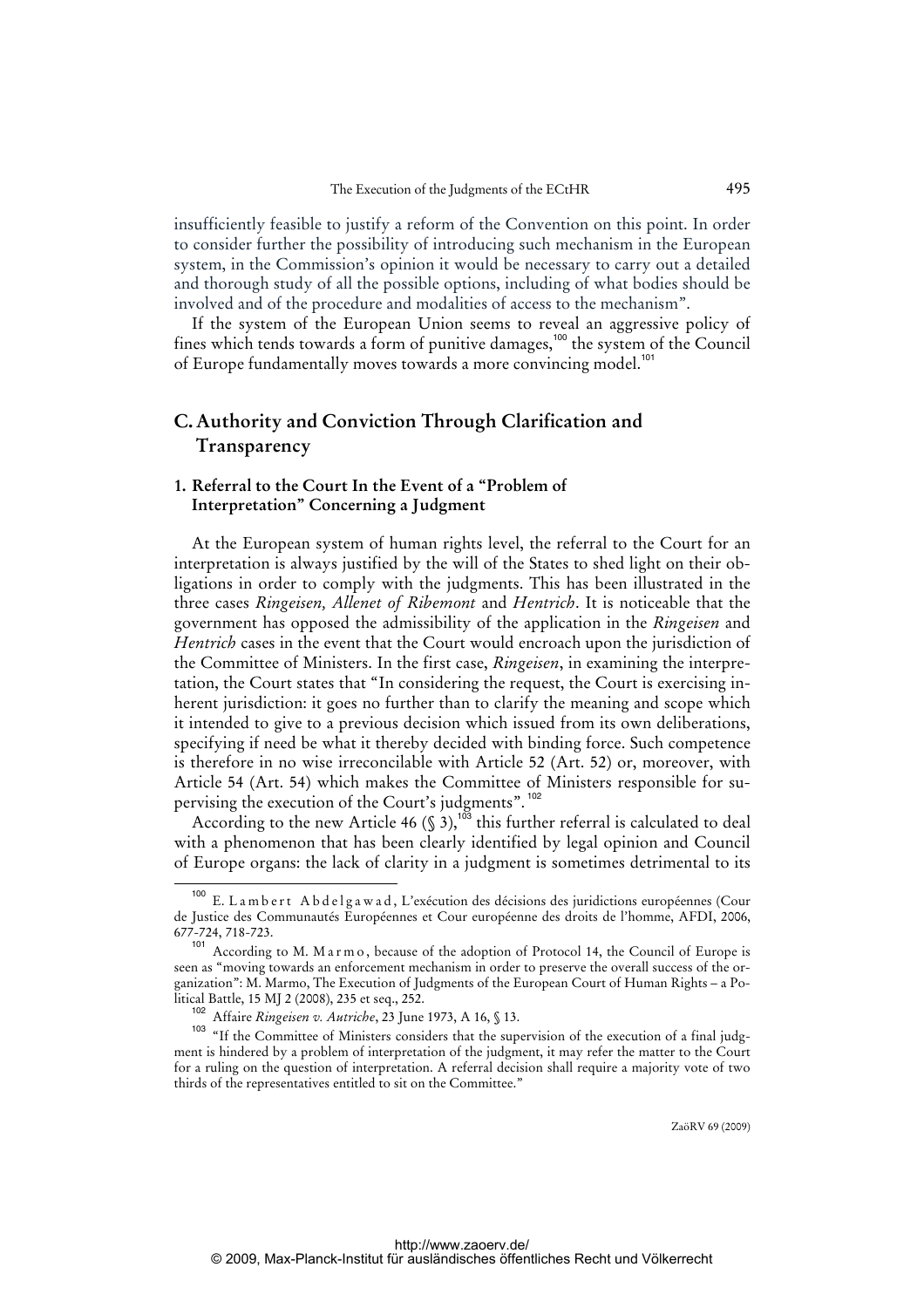insufficiently feasible to justify a reform of the Convention on this point. In order to consider further the possibility of introducing such mechanism in the European system, in the Commission's opinion it would be necessary to carry out a detailed and thorough study of all the possible options, including of what bodies should be involved and of the procedure and modalities of access to the mechanism".

If the system of the European Union seems to reveal an aggressive policy of fines which tends towards a form of punitive damages,[100] the system of the Council of Europe fundamentally moves towards a more convincing model.[101]

## C. Authority and Conviction Through Clarification and Transparency

### 1. Referral to the Court In the Event of a "Problem of Interpretation" Concerning a Judgment

At the European system of human rights level, the referral to the Court for an interpretation is always justified by the will of the States to shed light on their obligations in order to comply with the judgments. This has been illustrated in the three cases *Ringeisen, Allenet of Ribemont* and *Hentrich*. It is noticeable that the government has opposed the admissibility of the application in the *Ringeisen* and *Hentrich* cases in the event that the Court would encroach upon the jurisdiction of the Committee of Ministers. In the first case, *Ringeisen*, in examining the interpretation, the Court states that "In considering the request, the Court is exercising inherent jurisdiction: it goes no further than to clarify the meaning and scope which it intended to give to a previous decision which issued from its own deliberations, specifying if need be what it thereby decided with binding force. Such competence is therefore in no wise irreconcilable with Article 52 (Art. 52) or, moreover, with Article 54 (Art. 54) which makes the Committee of Ministers responsible for supervising the execution of the Court's judgments".[102]

According to the new Article 46 (§ 3),[103] this further referral is calculated to deal with a phenomenon that has been clearly identified by legal opinion and Council of Europe organs: the lack of clarity in a judgment is sometimes detrimental to its

---

[100] E. Lambert Abdelgawad, L'exécution des décisions des juridictions européennes (Cour de Justice des Communautés Européennes et Cour européenne des droits de l'homme, AFDI, 2006, 677-724, 718-723.

[101] According to M. Marmo, because of the adoption of Protocol 14, the Council of Europe is seen as "moving towards an enforcement mechanism in order to preserve the overall success of the organization": M. Marmo, The Execution of Judgments of the European Court of Human Rights – a Political Battle, 15 MJ 2 (2008), 235 et seq., 252.

[102] Affaire *Ringeisen v. Autriche*, 23 June 1973, A 16, § 13.

[103] "If the Committee of Ministers considers that the supervision of the execution of a final judgment is hindered by a problem of interpretation of the judgment, it may refer the matter to the Court for a ruling on the question of interpretation. A referral decision shall require a majority vote of two thirds of the representatives entitled to sit on the Committee."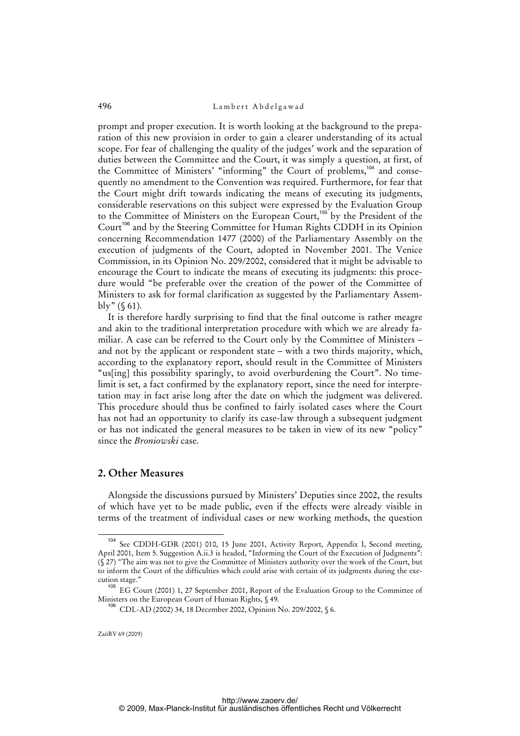prompt and proper execution. It is worth looking at the background to the preparation of this new provision in order to gain a clearer understanding of its actual scope. For fear of challenging the quality of the judges' work and the separation of duties between the Committee and the Court, it was simply a question, at first, of the Committee of Ministers' "informing" the Court of problems,[104] and consequently no amendment to the Convention was required. Furthermore, for fear that the Court might drift towards indicating the means of executing its judgments, considerable reservations on this subject were expressed by the Evaluation Group to the Committee of Ministers on the European Court,[105] by the President of the Court[106] and by the Steering Committee for Human Rights CDDH in its Opinion concerning Recommendation 1477 (2000) of the Parliamentary Assembly on the execution of judgments of the Court, adopted in November 2001. The Venice Commission, in its Opinion No. 209/2002, considered that it might be advisable to encourage the Court to indicate the means of executing its judgments: this procedure would "be preferable over the creation of the power of the Committee of Ministers to ask for formal clarification as suggested by the Parliamentary Assembly" (§ 61).

It is therefore hardly surprising to find that the final outcome is rather meagre and akin to the traditional interpretation procedure with which we are already familiar. A case can be referred to the Court only by the Committee of Ministers – and not by the applicant or respondent state – with a two thirds majority, which, according to the explanatory report, should result in the Committee of Ministers "us[ing] this possibility sparingly, to avoid overburdening the Court". No time-limit is set, a fact confirmed by the explanatory report, since the need for interpretation may in fact arise long after the date on which the judgment was delivered. This procedure should thus be confined to fairly isolated cases where the Court has not had an opportunity to clarify its case-law through a subsequent judgment or has not indicated the general measures to be taken in view of its new "policy" since the *Broniowski* case.

## 2. Other Measures

Alongside the discussions pursued by Ministers' Deputies since 2002, the results of which have yet to be made public, even if the effects were already visible in terms of the treatment of individual cases or new working methods, the question

---

[104] See CDDH-GDR (2001) 010, 15 June 2001, Activity Report, Appendix I, Second meeting, April 2001, Item 5. Suggestion A.ii.3 is headed, "Informing the Court of the Execution of Judgments": (§ 27) "The aim was not to give the Committee of Ministers authority over the work of the Court, but to inform the Court of the difficulties which could arise with certain of its judgments during the execution stage."

[105] EG Court (2001) 1, 27 September 2001, Report of the Evaluation Group to the Committee of Ministers on the European Court of Human Rights, § 49.

[106] CDL-AD (2002) 34, 18 December 2002, Opinion No. 209/2002, § 6.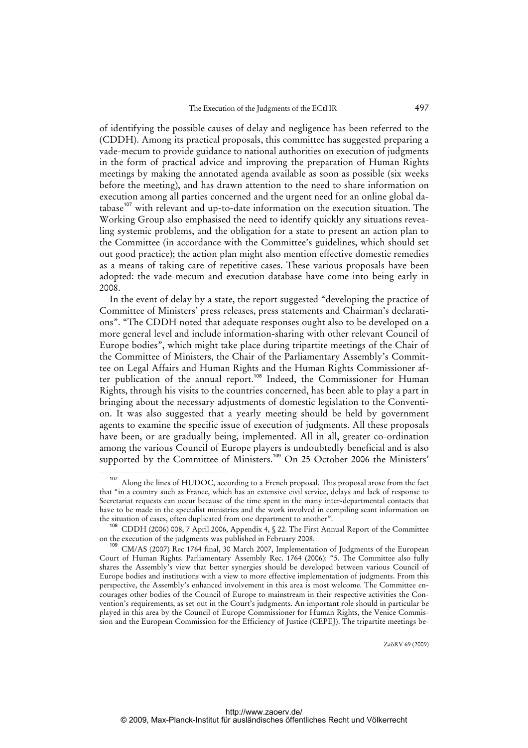of identifying the possible causes of delay and negligence has been referred to the (CDDH). Among its practical proposals, this committee has suggested preparing a vade-mecum to provide guidance to national authorities on execution of judgments in the form of practical advice and improving the preparation of Human Rights meetings by making the annotated agenda available as soon as possible (six weeks before the meeting), and has drawn attention to the need to share information on execution among all parties concerned and the urgent need for an online global database[107] with relevant and up-to-date information on the execution situation. The Working Group also emphasised the need to identify quickly any situations revealing systemic problems, and the obligation for a state to present an action plan to the Committee (in accordance with the Committee's guidelines, which should set out good practice); the action plan might also mention effective domestic remedies as a means of taking care of repetitive cases. These various proposals have been adopted: the vade-mecum and execution database have come into being early in 2008.

In the event of delay by a state, the report suggested "developing the practice of Committee of Ministers' press releases, press statements and Chairman's declarations". "The CDDH noted that adequate responses ought also to be developed on a more general level and include information-sharing with other relevant Council of Europe bodies", which might take place during tripartite meetings of the Chair of the Committee of Ministers, the Chair of the Parliamentary Assembly's Committee on Legal Affairs and Human Rights and the Human Rights Commissioner after publication of the annual report.[108] Indeed, the Commissioner for Human Rights, through his visits to the countries concerned, has been able to play a part in bringing about the necessary adjustments of domestic legislation to the Convention. It was also suggested that a yearly meeting should be held by government agents to examine the specific issue of execution of judgments. All these proposals have been, or are gradually being, implemented. All in all, greater co-ordination among the various Council of Europe players is undoubtedly beneficial and is also supported by the Committee of Ministers.[109] On 25 October 2006 the Ministers'

---

[107] Along the lines of HUDOC, according to a French proposal. This proposal arose from the fact that "in a country such as France, which has an extensive civil service, delays and lack of response to Secretariat requests can occur because of the time spent in the many inter-departmental contacts that have to be made in the specialist ministries and the work involved in compiling scant information on the situation of cases, often duplicated from one department to another".

[108] CDDH (2006) 008, 7 April 2006, Appendix 4, § 22. The First Annual Report of the Committee on the execution of the judgments was published in February 2008.

[109] CM/AS (2007) Rec 1764 final, 30 March 2007, Implementation of Judgments of the European Court of Human Rights. Parliamentary Assembly Rec. 1764 (2006): "5. The Committee also fully shares the Assembly's view that better synergies should be developed between various Council of Europe bodies and institutions with a view to more effective implementation of judgments. From this perspective, the Assembly's enhanced involvement in this area is most welcome. The Committee encourages other bodies of the Council of Europe to mainstream in their respective activities the Convention's requirements, as set out in the Court's judgments. An important role should in particular be played in this area by the Council of Europe Commissioner for Human Rights, the Venice Commission and the European Commission for the Efficiency of Justice (CEPEJ). The tripartite meetings be-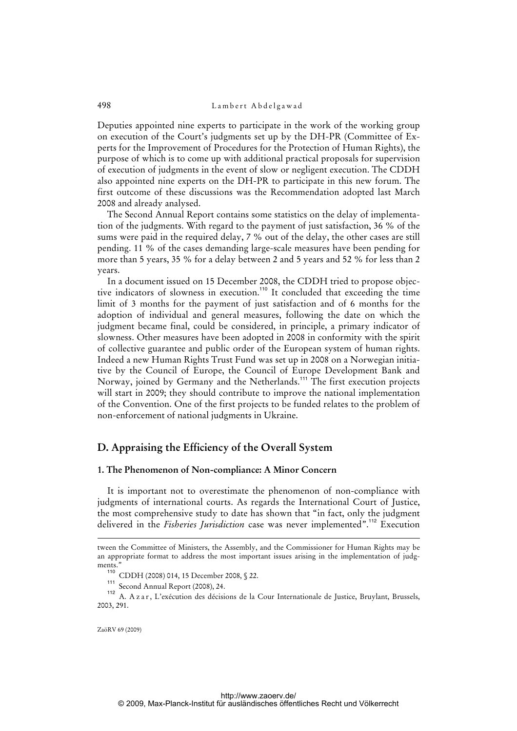Deputies appointed nine experts to participate in the work of the working group on execution of the Court's judgments set up by the DH-PR (Committee of Experts for the Improvement of Procedures for the Protection of Human Rights), the purpose of which is to come up with additional practical proposals for supervision of execution of judgments in the event of slow or negligent execution. The CDDH also appointed nine experts on the DH-PR to participate in this new forum. The first outcome of these discussions was the Recommendation adopted last March 2008 and already analysed.

The Second Annual Report contains some statistics on the delay of implementation of the judgments. With regard to the payment of just satisfaction, 36 % of the sums were paid in the required delay, 7 % out of the delay, the other cases are still pending. 11 % of the cases demanding large-scale measures have been pending for more than 5 years, 35 % for a delay between 2 and 5 years and 52 % for less than 2 years.

In a document issued on 15 December 2008, the CDDH tried to propose objective indicators of slowness in execution.[110] It concluded that exceeding the time limit of 3 months for the payment of just satisfaction and of 6 months for the adoption of individual and general measures, following the date on which the judgment became final, could be considered, in principle, a primary indicator of slowness. Other measures have been adopted in 2008 in conformity with the spirit of collective guarantee and public order of the European system of human rights. Indeed a new Human Rights Trust Fund was set up in 2008 on a Norwegian initiative by the Council of Europe, the Council of Europe Development Bank and Norway, joined by Germany and the Netherlands.[111] The first execution projects will start in 2009; they should contribute to improve the national implementation of the Convention. One of the first projects to be funded relates to the problem of non-enforcement of national judgments in Ukraine.

## D. Appraising the Efficiency of the Overall System

### 1. The Phenomenon of Non-compliance: A Minor Concern

It is important not to overestimate the phenomenon of non-compliance with judgments of international courts. As regards the International Court of Justice, the most comprehensive study to date has shown that "in fact, only the judgment delivered in the *Fisheries Jurisdiction* case was never implemented".[112] Execution

---

tween the Committee of Ministers, the Assembly, and the Commissioner for Human Rights may be an appropriate format to address the most important issues arising in the implementation of judgments."

[110] CDDH (2008) 014, 15 December 2008, § 22.

[111] Second Annual Report (2008), 24.

[112] A. Azar, L'exécution des décisions de la Cour Internationale de Justice, Bruylant, Brussels, 2003, 291.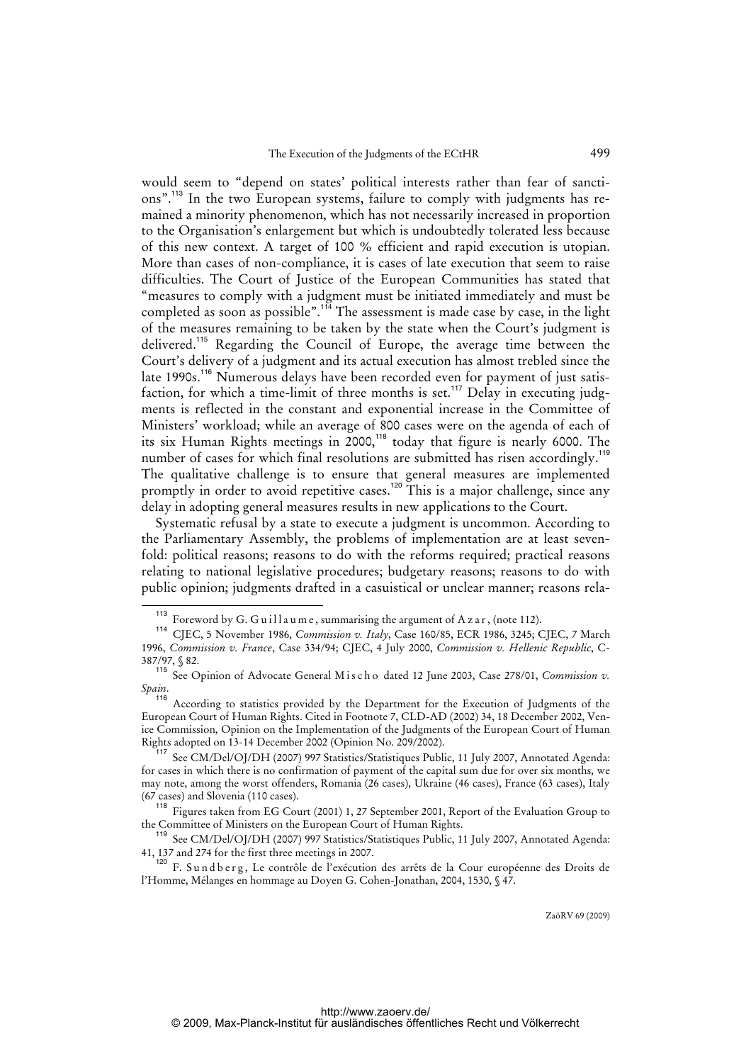would seem to "depend on states' political interests rather than fear of sanctions".[113] In the two European systems, failure to comply with judgments has remained a minority phenomenon, which has not necessarily increased in proportion to the Organisation's enlargement but which is undoubtedly tolerated less because of this new context. A target of 100 % efficient and rapid execution is utopian. More than cases of non-compliance, it is cases of late execution that seem to raise difficulties. The Court of Justice of the European Communities has stated that "measures to comply with a judgment must be initiated immediately and must be completed as soon as possible".[114] The assessment is made case by case, in the light of the measures remaining to be taken by the state when the Court's judgment is delivered.[115] Regarding the Council of Europe, the average time between the Court's delivery of a judgment and its actual execution has almost trebled since the late 1990s.[116] Numerous delays have been recorded even for payment of just satisfaction, for which a time-limit of three months is set.[117] Delay in executing judgments is reflected in the constant and exponential increase in the Committee of Ministers' workload; while an average of 800 cases were on the agenda of each of its six Human Rights meetings in 2000,[118] today that figure is nearly 6000. The number of cases for which final resolutions are submitted has risen accordingly.[119] The qualitative challenge is to ensure that general measures are implemented promptly in order to avoid repetitive cases.[120] This is a major challenge, since any delay in adopting general measures results in new applications to the Court.

Systematic refusal by a state to execute a judgment is uncommon. According to the Parliamentary Assembly, the problems of implementation are at least sevenfold: political reasons; reasons to do with the reforms required; practical reasons relating to national legislative procedures; budgetary reasons; reasons to do with public opinion; judgments drafted in a casuistical or unclear manner; reasons rela-

---

[113] Foreword by G. Guillaume, summarising the argument of Azar, (note 112).

[114] CJEC, 5 November 1986, *Commission v. Italy*, Case 160/85, ECR 1986, 3245; CJEC, 7 March 1996, *Commission v. France*, Case 334/94; CJEC, 4 July 2000, *Commission v. Hellenic Republic*, C-387/97, § 82.

[115] See Opinion of Advocate General Mischo dated 12 June 2003, Case 278/01, *Commission v. Spain*.

[116] According to statistics provided by the Department for the Execution of Judgments of the European Court of Human Rights. Cited in Footnote 7, CLD-AD (2002) 34, 18 December 2002, Venice Commission, Opinion on the Implementation of the Judgments of the European Court of Human Rights adopted on 13-14 December 2002 (Opinion No. 209/2002).

[117] See CM/Del/OJ/DH (2007) 997 Statistics/Statistiques Public, 11 July 2007, Annotated Agenda: for cases in which there is no confirmation of payment of the capital sum due for over six months, we may note, among the worst offenders, Romania (26 cases), Ukraine (46 cases), France (63 cases), Italy (67 cases) and Slovenia (110 cases).

[118] Figures taken from EG Court (2001) 1, 27 September 2001, Report of the Evaluation Group to the Committee of Ministers on the European Court of Human Rights.

[119] See CM/Del/OJ/DH (2007) 997 Statistics/Statistiques Public, 11 July 2007, Annotated Agenda: 41, 137 and 274 for the first three meetings in 2007.

[120] F. Sundberg, Le contrôle de l'exécution des arrêts de la Cour européenne des Droits de l'Homme, Mélanges en hommage au Doyen G. Cohen-Jonathan, 2004, 1530, § 47.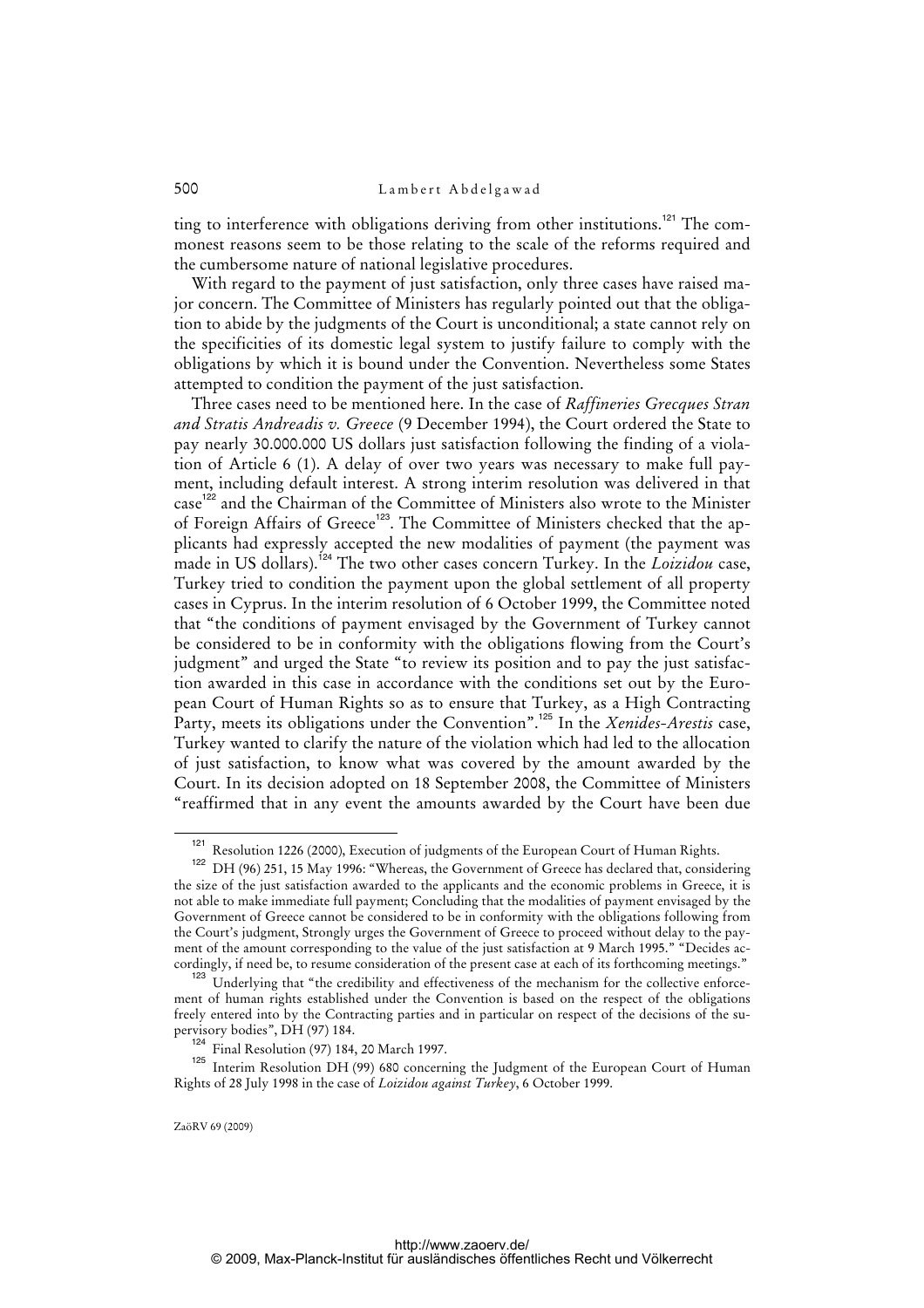ting to interference with obligations deriving from other institutions.[121] The commonest reasons seem to be those relating to the scale of the reforms required and the cumbersome nature of national legislative procedures.

With regard to the payment of just satisfaction, only three cases have raised major concern. The Committee of Ministers has regularly pointed out that the obligation to abide by the judgments of the Court is unconditional; a state cannot rely on the specificities of its domestic legal system to justify failure to comply with the obligations by which it is bound under the Convention. Nevertheless some States attempted to condition the payment of the just satisfaction.

Three cases need to be mentioned here. In the case of *Raffineries Grecques Stran and Stratis Andreadis v. Greece* (9 December 1994), the Court ordered the State to pay nearly 30.000.000 US dollars just satisfaction following the finding of a violation of Article 6 (1). A delay of over two years was necessary to make full payment, including default interest. A strong interim resolution was delivered in that case[122] and the Chairman of the Committee of Ministers also wrote to the Minister of Foreign Affairs of Greece[123]. The Committee of Ministers checked that the applicants had expressly accepted the new modalities of payment (the payment was made in US dollars).[124] The two other cases concern Turkey. In the *Loizidou* case, Turkey tried to condition the payment upon the global settlement of all property cases in Cyprus. In the interim resolution of 6 October 1999, the Committee noted that "the conditions of payment envisaged by the Government of Turkey cannot be considered to be in conformity with the obligations flowing from the Court's judgment" and urged the State "to review its position and to pay the just satisfaction awarded in this case in accordance with the conditions set out by the European Court of Human Rights so as to ensure that Turkey, as a High Contracting Party, meets its obligations under the Convention".[125] In the *Xenides-Arestis* case, Turkey wanted to clarify the nature of the violation which had led to the allocation of just satisfaction, to know what was covered by the amount awarded by the Court. In its decision adopted on 18 September 2008, the Committee of Ministers "reaffirmed that in any event the amounts awarded by the Court have been due

---

[121] Resolution 1226 (2000), Execution of judgments of the European Court of Human Rights.

[122] DH (96) 251, 15 May 1996: "Whereas, the Government of Greece has declared that, considering the size of the just satisfaction awarded to the applicants and the economic problems in Greece, it is not able to make immediate full payment; Concluding that the modalities of payment envisaged by the Government of Greece cannot be considered to be in conformity with the obligations following from the Court's judgment, Strongly urges the Government of Greece to proceed without delay to the payment of the amount corresponding to the value of the just satisfaction at 9 March 1995." "Decides accordingly, if need be, to resume consideration of the present case at each of its forthcoming meetings."

[123] Underlying that "the credibility and effectiveness of the mechanism for the collective enforcement of human rights established under the Convention is based on the respect of the obligations freely entered into by the Contracting parties and in particular on respect of the decisions of the supervisory bodies", DH (97) 184.

[124] Final Resolution (97) 184, 20 March 1997.

[125] Interim Resolution DH (99) 680 concerning the Judgment of the European Court of Human Rights of 28 July 1998 in the case of *Loizidou against Turkey*, 6 October 1999.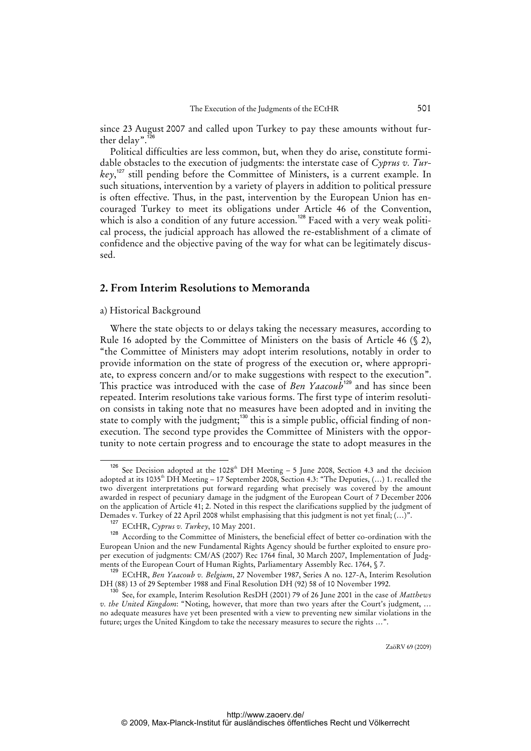since 23 August 2007 and called upon Turkey to pay these amounts without further delay".[126]

Political difficulties are less common, but, when they do arise, constitute formidable obstacles to the execution of judgments: the interstate case of *Cyprus v. Turkey*,[127] still pending before the Committee of Ministers, is a current example. In such situations, intervention by a variety of players in addition to political pressure is often effective. Thus, in the past, intervention by the European Union has encouraged Turkey to meet its obligations under Article 46 of the Convention, which is also a condition of any future accession.[128] Faced with a very weak political process, the judicial approach has allowed the re-establishment of a climate of confidence and the objective paving of the way for what can be legitimately discussed.

## 2. From Interim Resolutions to Memoranda

### a) Historical Background

Where the state objects to or delays taking the necessary measures, according to Rule 16 adopted by the Committee of Ministers on the basis of Article 46 (§ 2), "the Committee of Ministers may adopt interim resolutions, notably in order to provide information on the state of progress of the execution or, where appropriate, to express concern and/or to make suggestions with respect to the execution". This practice was introduced with the case of *Ben Yaacoub*[129] and has since been repeated. Interim resolutions take various forms. The first type of interim resolution consists in taking note that no measures have been adopted and in inviting the state to comply with the judgment;[130] this is a simple public, official finding of non-execution. The second type provides the Committee of Ministers with the opportunity to note certain progress and to encourage the state to adopt measures in the

---

[126] See Decision adopted at the 1028th DH Meeting – 5 June 2008, Section 4.3 and the decision adopted at its 1035th DH Meeting – 17 September 2008, Section 4.3: "The Deputies, (…) 1. recalled the two divergent interpretations put forward regarding what precisely was covered by the amount awarded in respect of pecuniary damage in the judgment of the European Court of 7 December 2006 on the application of Article 41; 2. Noted in this respect the clarifications supplied by the judgment of Demades v. Turkey of 22 April 2008 whilst emphasising that this judgment is not yet final; (…)".

[127] ECtHR, *Cyprus v. Turkey*, 10 May 2001.

[128] According to the Committee of Ministers, the beneficial effect of better co-ordination with the European Union and the new Fundamental Rights Agency should be further exploited to ensure proper execution of judgments: CM/AS (2007) Rec 1764 final, 30 March 2007, Implementation of Judgments of the European Court of Human Rights, Parliamentary Assembly Rec. 1764, § 7.

[129] ECtHR, *Ben Yaacoub v. Belgium*, 27 November 1987, Series A no. 127-A, Interim Resolution DH (88) 13 of 29 September 1988 and Final Resolution DH (92) 58 of 10 November 1992.

[130] See, for example, Interim Resolution ResDH (2001) 79 of 26 June 2001 in the case of *Matthews v. the United Kingdom*: "Noting, however, that more than two years after the Court's judgment, … no adequate measures have yet been presented with a view to preventing new similar violations in the future; urges the United Kingdom to take the necessary measures to secure the rights …".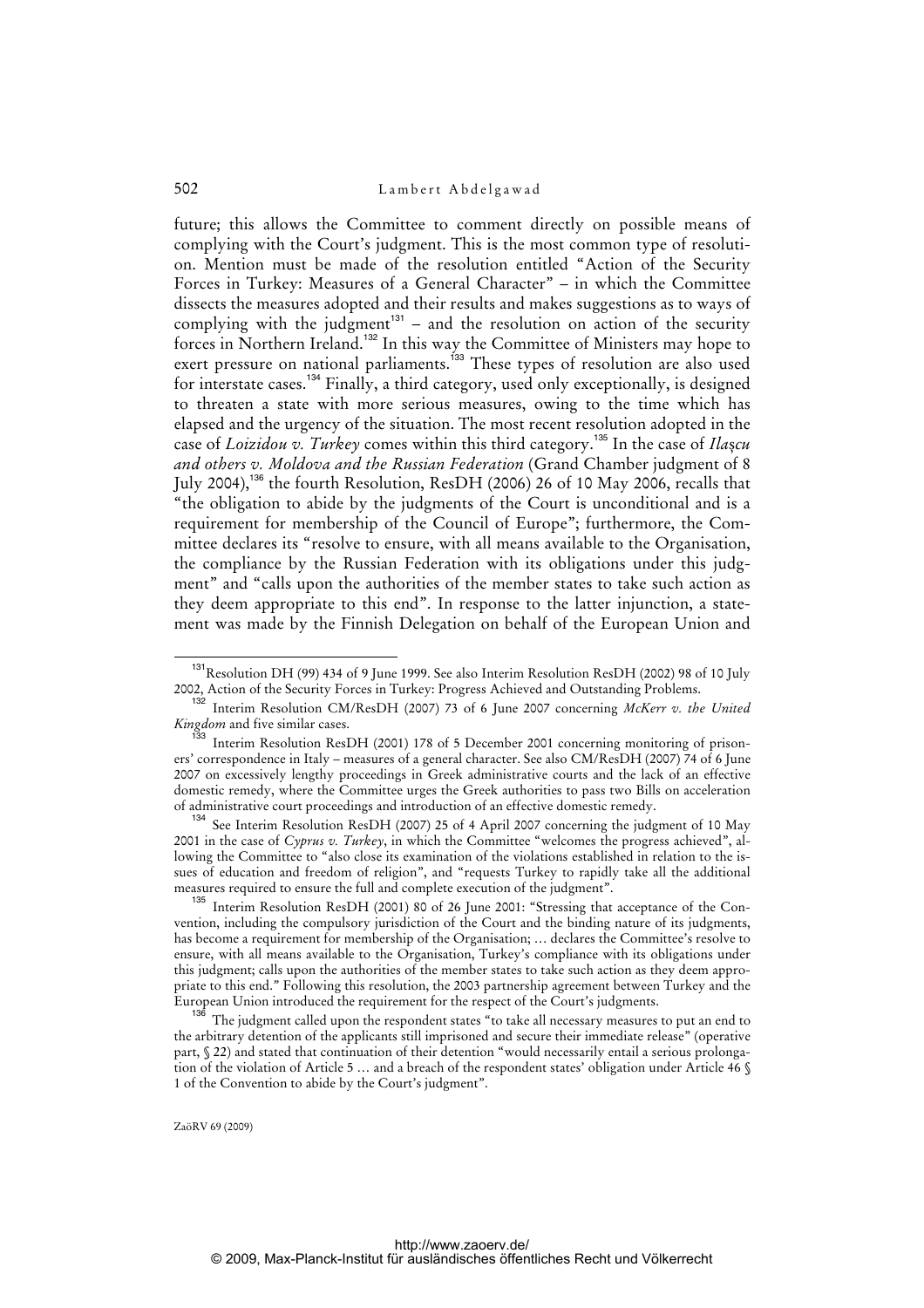future; this allows the Committee to comment directly on possible means of complying with the Court's judgment. This is the most common type of resolution. Mention must be made of the resolution entitled "Action of the Security Forces in Turkey: Measures of a General Character" – in which the Committee dissects the measures adopted and their results and makes suggestions as to ways of complying with the judgment[131] – and the resolution on action of the security forces in Northern Ireland.[132] In this way the Committee of Ministers may hope to exert pressure on national parliaments.[133] These types of resolution are also used for interstate cases.[134] Finally, a third category, used only exceptionally, is designed to threaten a state with more serious measures, owing to the time which has elapsed and the urgency of the situation. The most recent resolution adopted in the case of *Loizidou v. Turkey* comes within this third category.[135] In the case of *Ilaşcu and others v. Moldova and the Russian Federation* (Grand Chamber judgment of 8 July 2004),[136] the fourth Resolution, ResDH (2006) 26 of 10 May 2006, recalls that "the obligation to abide by the judgments of the Court is unconditional and is a requirement for membership of the Council of Europe"; furthermore, the Committee declares its "resolve to ensure, with all means available to the Organisation, the compliance by the Russian Federation with its obligations under this judgment" and "calls upon the authorities of the member states to take such action as they deem appropriate to this end". In response to the latter injunction, a statement was made by the Finnish Delegation on behalf of the European Union and

---

[131] Resolution DH (99) 434 of 9 June 1999. See also Interim Resolution ResDH (2002) 98 of 10 July 2002, Action of the Security Forces in Turkey: Progress Achieved and Outstanding Problems.

[132] Interim Resolution CM/ResDH (2007) 73 of 6 June 2007 concerning *McKerr v. the United Kingdom* and five similar cases.

[133] Interim Resolution ResDH (2001) 178 of 5 December 2001 concerning monitoring of prisoners' correspondence in Italy – measures of a general character. See also CM/ResDH (2007) 74 of 6 June 2007 on excessively lengthy proceedings in Greek administrative courts and the lack of an effective domestic remedy, where the Committee urges the Greek authorities to pass two Bills on acceleration of administrative court proceedings and introduction of an effective domestic remedy.

[134] See Interim Resolution ResDH (2007) 25 of 4 April 2007 concerning the judgment of 10 May 2001 in the case of *Cyprus v. Turkey*, in which the Committee "welcomes the progress achieved", allowing the Committee to "also close its examination of the violations established in relation to the issues of education and freedom of religion", and "requests Turkey to rapidly take all the additional measures required to ensure the full and complete execution of the judgment".

[135] Interim Resolution ResDH (2001) 80 of 26 June 2001: "Stressing that acceptance of the Convention, including the compulsory jurisdiction of the Court and the binding nature of its judgments, has become a requirement for membership of the Organisation; ... declares the Committee's resolve to ensure, with all means available to the Organisation, Turkey's compliance with its obligations under this judgment; calls upon the authorities of the member states to take such action as they deem appropriate to this end." Following this resolution, the 2003 partnership agreement between Turkey and the European Union introduced the requirement for the respect of the Court's judgments.

[136] The judgment called upon the respondent states "to take all necessary measures to put an end to the arbitrary detention of the applicants still imprisoned and secure their immediate release" (operative part, § 22) and stated that continuation of their detention "would necessarily entail a serious prolongation of the violation of Article 5 ... and a breach of the respondent states' obligation under Article 46 § 1 of the Convention to abide by the Court's judgment".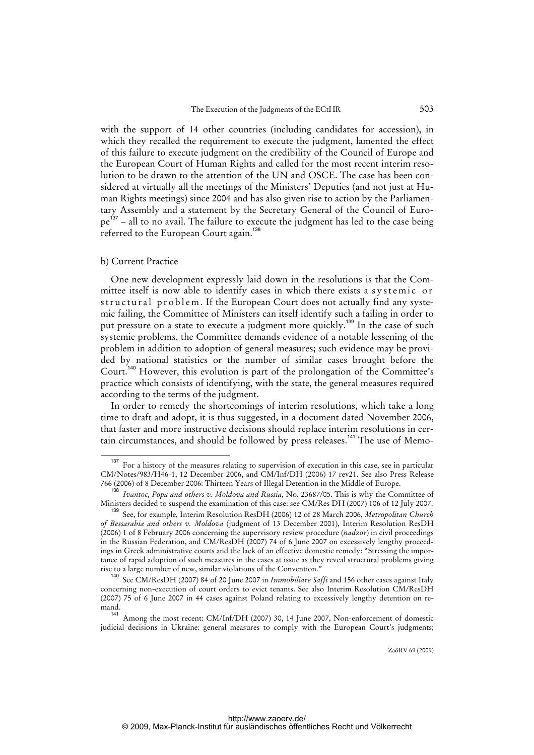with the support of 14 other countries (including candidates for accession), in which they recalled the requirement to execute the judgment, lamented the effect of this failure to execute judgment on the credibility of the Council of Europe and the European Court of Human Rights and called for the most recent interim resolution to be drawn to the attention of the UN and OSCE. The case has been considered at virtually all the meetings of the Ministers' Deputies (and not just at Human Rights meetings) since 2004 and has also given rise to action by the Parliamentary Assembly and a statement by the Secretary General of the Council of Europe[137] – all to no avail. The failure to execute the judgment has led to the case being referred to the European Court again.[138]

b) Current Practice

One new development expressly laid down in the resolutions is that the Committee itself is now able to identify cases in which there exists a systemic or structural problem. If the European Court does not actually find any systemic failing, the Committee of Ministers can itself identify such a failing in order to put pressure on a state to execute a judgment more quickly.[139] In the case of such systemic problems, the Committee demands evidence of a notable lessening of the problem in addition to adoption of general measures; such evidence may be provided by national statistics or the number of similar cases brought before the Court.[140] However, this evolution is part of the prolongation of the Committee's practice which consists of identifying, with the state, the general measures required according to the terms of the judgment.

In order to remedy the shortcomings of interim resolutions, which take a long time to draft and adopt, it is thus suggested, in a document dated November 2006, that faster and more instructive decisions should replace interim resolutions in certain circumstances, and should be followed by press releases.[141] The use of Memo-

---

[137] For a history of the measures relating to supervision of execution in this case, see in particular CM/Notes/983/H46-1, 12 December 2006, and CM/Inf/DH (2006) 17 rev21. See also Press Release 766 (2006) of 8 December 2006: Thirteen Years of Illegal Detention in the Middle of Europe.

[138] *Ivantoc, Popa and others v. Moldova and Russia*, No. 23687/05. This is why the Committee of Ministers decided to suspend the examination of this case: see CM/Res DH (2007) 106 of 12 July 2007.

[139] See, for example, Interim Resolution ResDH (2006) 12 of 28 March 2006, *Metropolitan Church of Bessarabia and others v. Moldova* (judgment of 13 December 2001), Interim Resolution ResDH (2006) 1 of 8 February 2006 concerning the supervisory review procedure (*nadzor*) in civil proceedings in the Russian Federation, and CM/ResDH (2007) 74 of 6 June 2007 on excessively lengthy proceedings in Greek administrative courts and the lack of an effective domestic remedy: "Stressing the importance of rapid adoption of such measures in the cases at issue as they reveal structural problems giving rise to a large number of new, similar violations of the Convention."

[140] See CM/ResDH (2007) 84 of 20 June 2007 in *Immobiliare Saffi* and 156 other cases against Italy concerning non-execution of court orders to evict tenants. See also Interim Resolution CM/ResDH (2007) 75 of 6 June 2007 in 44 cases against Poland relating to excessively lengthy detention on remand.

[141] Among the most recent: CM/Inf/DH (2007) 30, 14 June 2007, Non-enforcement of domestic judicial decisions in Ukraine: general measures to comply with the European Court's judgments;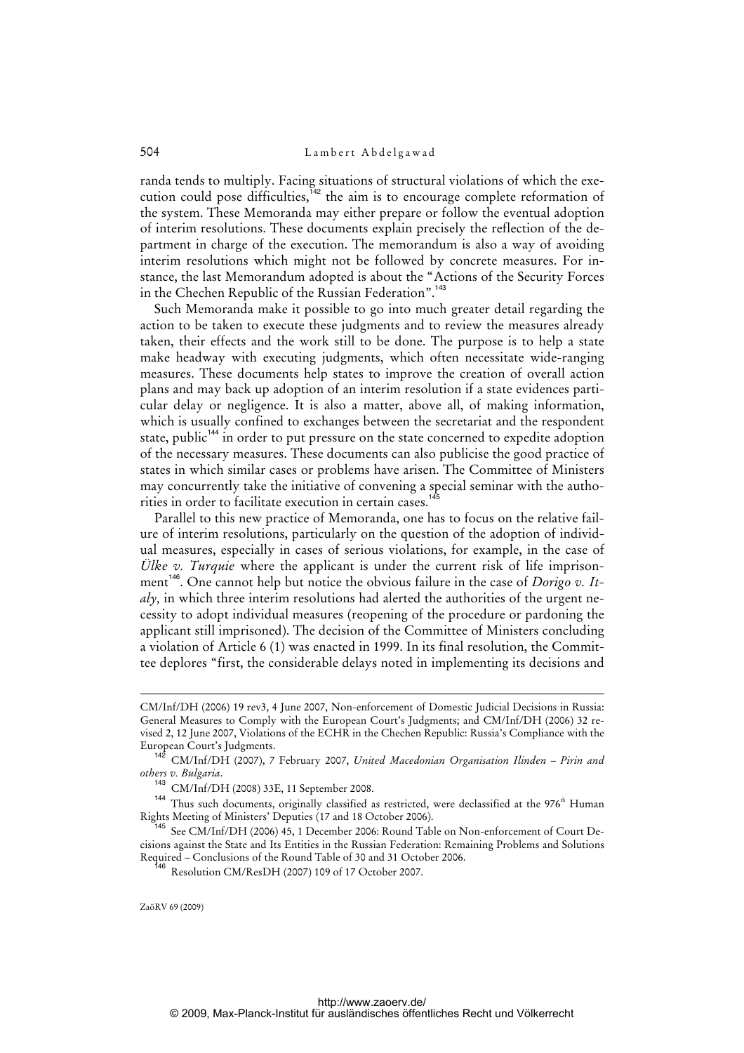randa tends to multiply. Facing situations of structural violations of which the execution could pose difficulties,[142] the aim is to encourage complete reformation of the system. These Memoranda may either prepare or follow the eventual adoption of interim resolutions. These documents explain precisely the reflection of the department in charge of the execution. The memorandum is also a way of avoiding interim resolutions which might not be followed by concrete measures. For instance, the last Memorandum adopted is about the "Actions of the Security Forces in the Chechen Republic of the Russian Federation".[143]

Such Memoranda make it possible to go into much greater detail regarding the action to be taken to execute these judgments and to review the measures already taken, their effects and the work still to be done. The purpose is to help a state make headway with executing judgments, which often necessitate wide-ranging measures. These documents help states to improve the creation of overall action plans and may back up adoption of an interim resolution if a state evidences particular delay or negligence. It is also a matter, above all, of making information, which is usually confined to exchanges between the secretariat and the respondent state, public[144] in order to put pressure on the state concerned to expedite adoption of the necessary measures. These documents can also publicise the good practice of states in which similar cases or problems have arisen. The Committee of Ministers may concurrently take the initiative of convening a special seminar with the authorities in order to facilitate execution in certain cases.[145]

Parallel to this new practice of Memoranda, one has to focus on the relative failure of interim resolutions, particularly on the question of the adoption of individual measures, especially in cases of serious violations, for example, in the case of *Ülke v. Turquie* where the applicant is under the current risk of life imprisonment[146]. One cannot help but notice the obvious failure in the case of *Dorigo v. Italy,* in which three interim resolutions had alerted the authorities of the urgent necessity to adopt individual measures (reopening of the procedure or pardoning the applicant still imprisoned). The decision of the Committee of Ministers concluding a violation of Article 6 (1) was enacted in 1999. In its final resolution, the Committee deplores "first, the considerable delays noted in implementing its decisions and

---

CM/Inf/DH (2006) 19 rev3, 4 June 2007, Non-enforcement of Domestic Judicial Decisions in Russia: General Measures to Comply with the European Court's Judgments; and CM/Inf/DH (2006) 32 revised 2, 12 June 2007, Violations of the ECHR in the Chechen Republic: Russia's Compliance with the European Court's Judgments.

[142] CM/Inf/DH (2007), 7 February 2007, *United Macedonian Organisation Ilinden – Pirin and others v. Bulgaria*.

[143] CM/Inf/DH (2008) 33E, 11 September 2008.

[144] Thus such documents, originally classified as restricted, were declassified at the 976th Human Rights Meeting of Ministers' Deputies (17 and 18 October 2006).

[145] See CM/Inf/DH (2006) 45, 1 December 2006: Round Table on Non-enforcement of Court Decisions against the State and Its Entities in the Russian Federation: Remaining Problems and Solutions Required – Conclusions of the Round Table of 30 and 31 October 2006.

[146] Resolution CM/ResDH (2007) 109 of 17 October 2007.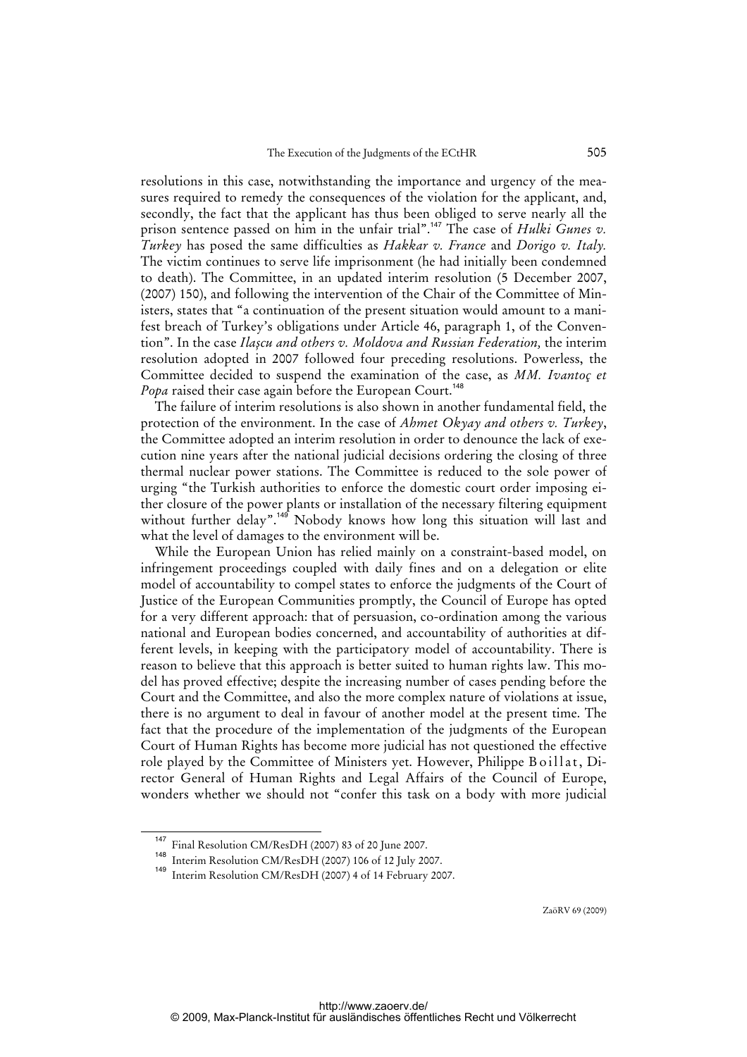resolutions in this case, notwithstanding the importance and urgency of the measures required to remedy the consequences of the violation for the applicant, and, secondly, the fact that the applicant has thus been obliged to serve nearly all the prison sentence passed on him in the unfair trial".[147] The case of *Hulki Gunes v. Turkey* has posed the same difficulties as *Hakkar v. France* and *Dorigo v. Italy.* The victim continues to serve life imprisonment (he had initially been condemned to death). The Committee, in an updated interim resolution (5 December 2007, (2007) 150), and following the intervention of the Chair of the Committee of Ministers, states that "a continuation of the present situation would amount to a manifest breach of Turkey's obligations under Article 46, paragraph 1, of the Convention". In the case *Ilaşcu and others v. Moldova and Russian Federation,* the interim resolution adopted in 2007 followed four preceding resolutions. Powerless, the Committee decided to suspend the examination of the case, as *MM. Ivantoç et Popa* raised their case again before the European Court.[148]

The failure of interim resolutions is also shown in another fundamental field, the protection of the environment. In the case of *Ahmet Okyay and others v. Turkey*, the Committee adopted an interim resolution in order to denounce the lack of execution nine years after the national judicial decisions ordering the closing of three thermal nuclear power stations. The Committee is reduced to the sole power of urging "the Turkish authorities to enforce the domestic court order imposing either closure of the power plants or installation of the necessary filtering equipment without further delay".[149] Nobody knows how long this situation will last and what the level of damages to the environment will be.

While the European Union has relied mainly on a constraint-based model, on infringement proceedings coupled with daily fines and on a delegation or elite model of accountability to compel states to enforce the judgments of the Court of Justice of the European Communities promptly, the Council of Europe has opted for a very different approach: that of persuasion, co-ordination among the various national and European bodies concerned, and accountability of authorities at different levels, in keeping with the participatory model of accountability. There is reason to believe that this approach is better suited to human rights law. This model has proved effective; despite the increasing number of cases pending before the Court and the Committee, and also the more complex nature of violations at issue, there is no argument to deal in favour of another model at the present time. The fact that the procedure of the implementation of the judgments of the European Court of Human Rights has become more judicial has not questioned the effective role played by the Committee of Ministers yet. However, Philippe Boillat, Director General of Human Rights and Legal Affairs of the Council of Europe, wonders whether we should not "confer this task on a body with more judicial

[147] Final Resolution CM/ResDH (2007) 83 of 20 June 2007.

[148] Interim Resolution CM/ResDH (2007) 106 of 12 July 2007.

[149] Interim Resolution CM/ResDH (2007) 4 of 14 February 2007.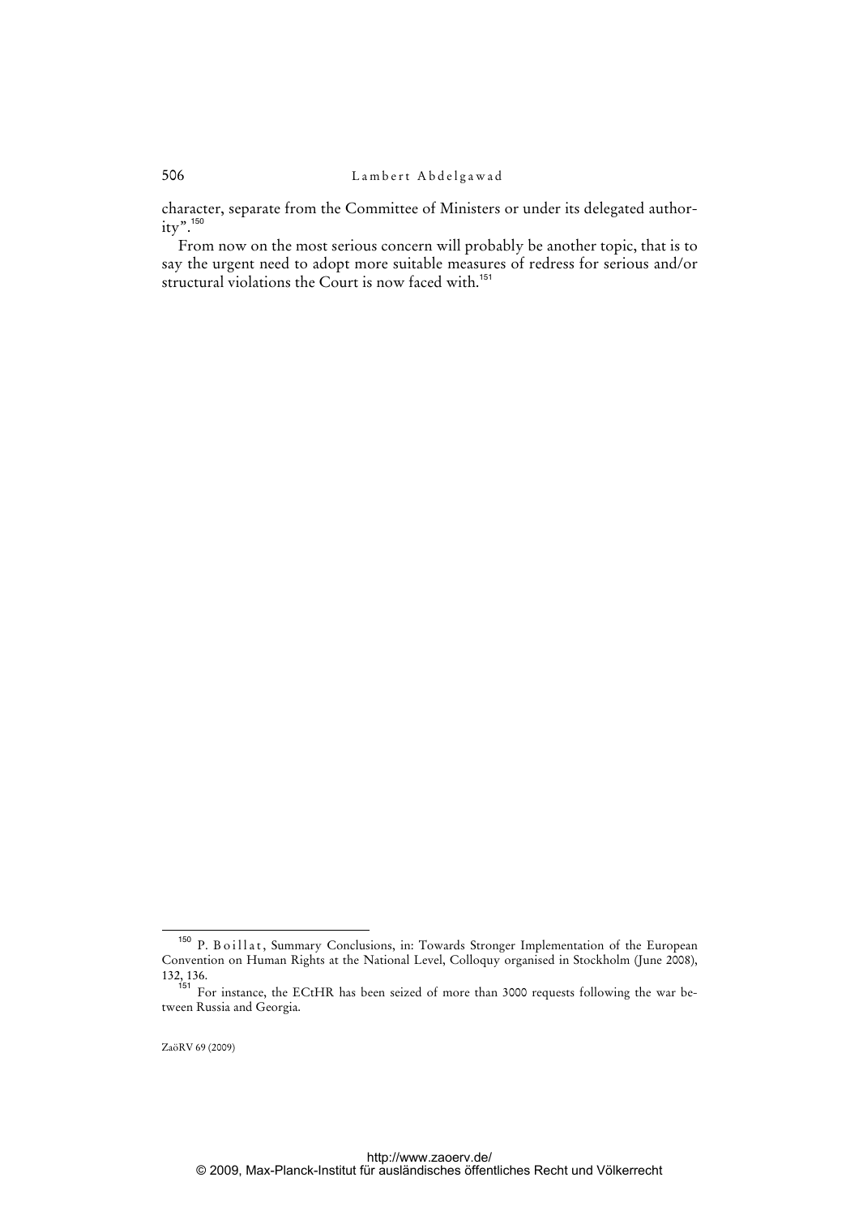character, separate from the Committee of Ministers or under its delegated authority".[150]

From now on the most serious concern will probably be another topic, that is to say the urgent need to adopt more suitable measures of redress for serious and/or structural violations the Court is now faced with.[151]

[150] P. Boillat, Summary Conclusions, in: Towards Stronger Implementation of the European Convention on Human Rights at the National Level, Colloquy organised in Stockholm (June 2008), 132, 136.

[151] For instance, the ECtHR has been seized of more than 3000 requests following the war between Russia and Georgia.